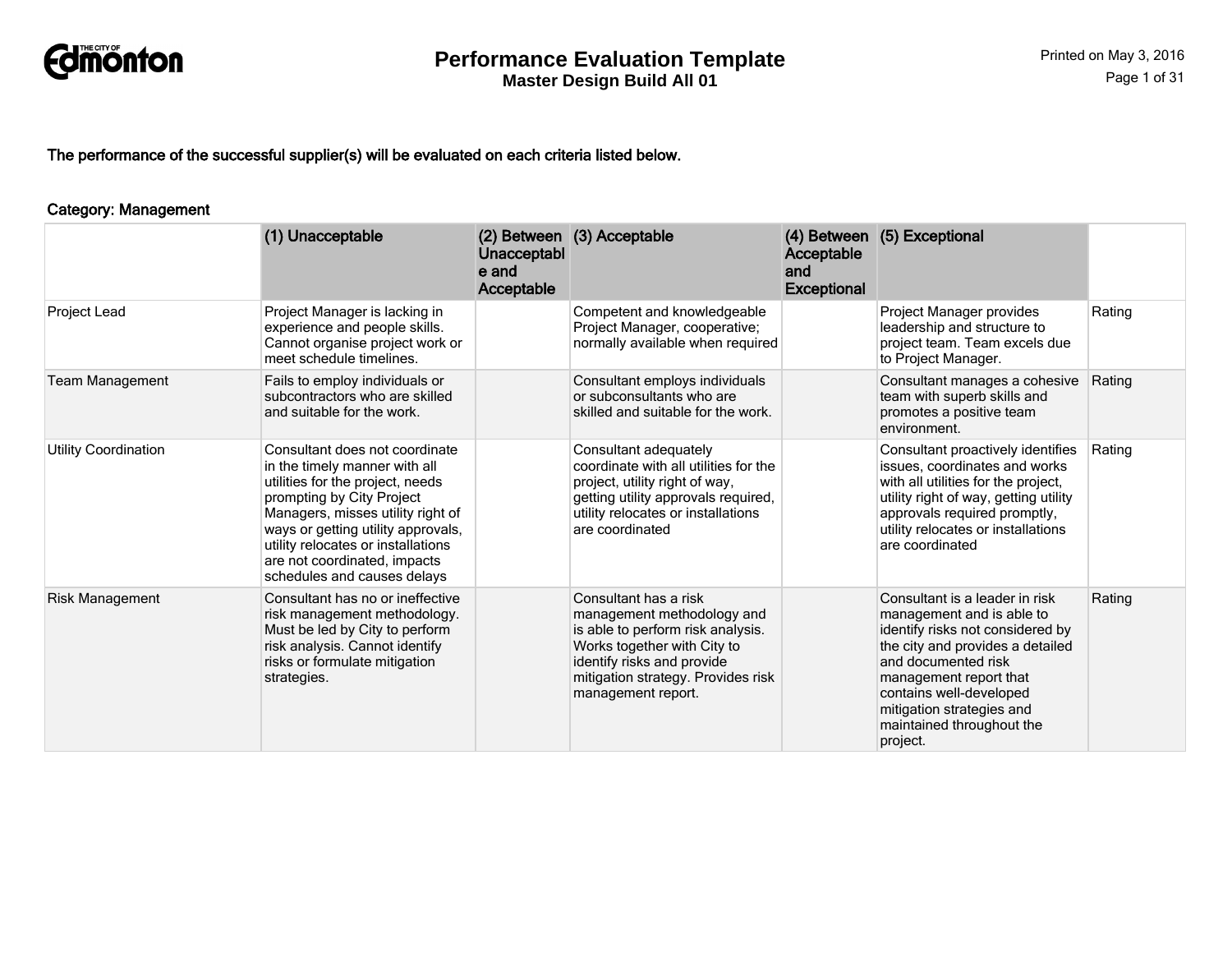# Performance Evaluation Template

## Master Design Build All 01

**The performance of the successful supplier(s) will be evaluated on each criteria listed below.**

**Category: Management**

| | (1) Unacceptable | (2) Between Unacceptable and Acceptable | (3) Acceptable | (4) Between Acceptable and Exceptional | (5) Exceptional | |
|---|---|---|---|---|---|---|
| Project Lead | Project Manager is lacking in experience and people skills. Cannot organise project work or meet schedule timelines. | | Competent and knowledgeable Project Manager, cooperative; normally available when required | | Project Manager provides leadership and structure to project team. Team excels due to Project Manager. | Rating |
| Team Management | Fails to employ individuals or subcontractors who are skilled and suitable for the work. | | Consultant employs individuals or subconsultants who are skilled and suitable for the work. | | Consultant manages a cohesive team with superb skills and promotes a positive team environment. | Rating |
| Utility Coordination | Consultant does not coordinate in the timely manner with all utilities for the project, needs prompting by City Project Managers, misses utility right of ways or getting utility approvals, utility relocates or installations are not coordinated, impacts schedules and causes delays | | Consultant adequately coordinate with all utilities for the project, utility right of way, getting utility approvals required, utility relocates or installations are coordinated | | Consultant proactively identifies issues, coordinates and works with all utilities for the project, utility right of way, getting utility approvals required promptly, utility relocates or installations are coordinated | Rating |
| Risk Management | Consultant has no or ineffective risk management methodology. Must be led by City to perform risk analysis. Cannot identify risks or formulate mitigation strategies. | | Consultant has a risk management methodology and is able to perform risk analysis. Works together with City to identify risks and provide mitigation strategy. Provides risk management report. | | Consultant is a leader in risk management and is able to identify risks not considered by the city and provides a detailed and documented risk management report that contains well-developed mitigation strategies and maintained throughout the project. | Rating |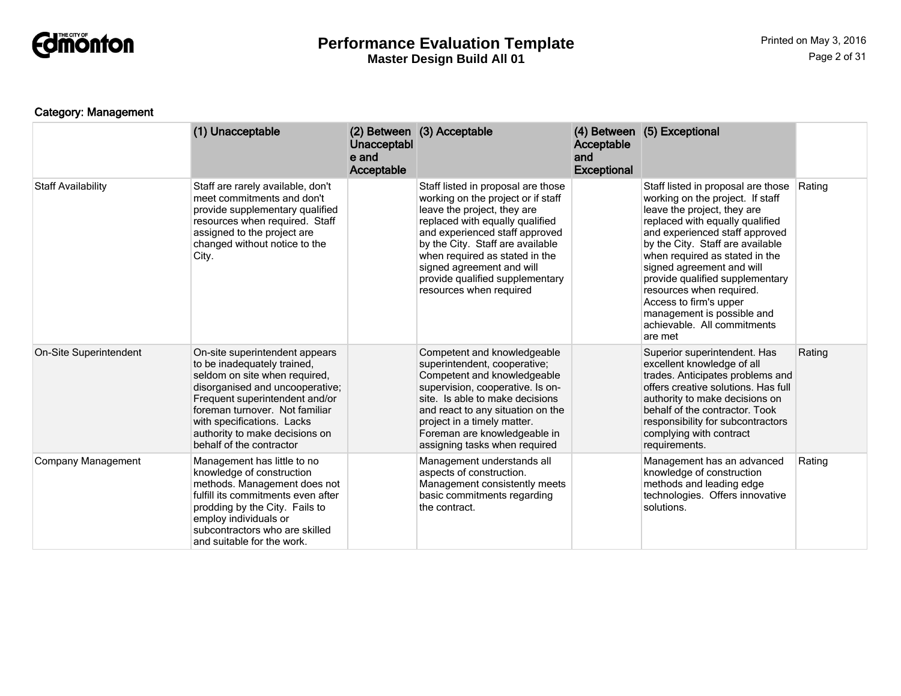### Category: Management

| | (1) Unacceptable | (2) Between Unacceptable and Acceptable | (3) Acceptable | (4) Between Acceptable and Exceptional | (5) Exceptional | |
|---|---|---|---|---|---|---|
| Staff Availability | Staff are rarely available, don't meet commitments and don't provide supplementary qualified resources when required. Staff assigned to the project are changed without notice to the City. | | Staff listed in proposal are those working on the project or if staff leave the project, they are replaced with equally qualified and experienced staff approved by the City. Staff are available when required as stated in the signed agreement and will provide qualified supplementary resources when required | | Staff listed in proposal are those working on the project. If staff leave the project, they are replaced with equally qualified and experienced staff approved by the City. Staff are available when required as stated in the signed agreement and will provide qualified supplementary resources when required. Access to firm's upper management is possible and achievable. All commitments are met | Rating |
| On-Site Superintendent | On-site superintendent appears to be inadequately trained, seldom on site when required, disorganised and uncooperative; Frequent superintendent and/or foreman turnover. Not familiar with specifications. Lacks authority to make decisions on behalf of the contractor | | Competent and knowledgeable superintendent, cooperative; Competent and knowledgeable supervision, cooperative. Is on-site. Is able to make decisions and react to any situation on the project in a timely matter. Foreman are knowledgeable in assigning tasks when required | | Superior superintendent. Has excellent knowledge of all trades. Anticipates problems and offers creative solutions. Has full authority to make decisions on behalf of the contractor. Took responsibility for subcontractors complying with contract requirements. | Rating |
| Company Management | Management has little to no knowledge of construction methods. Management does not fulfill its commitments even after prodding by the City. Fails to employ individuals or subcontractors who are skilled and suitable for the work. | | Management understands all aspects of construction. Management consistently meets basic commitments regarding the contract. | | Management has an advanced knowledge of construction methods and leading edge technologies. Offers innovative solutions. | Rating |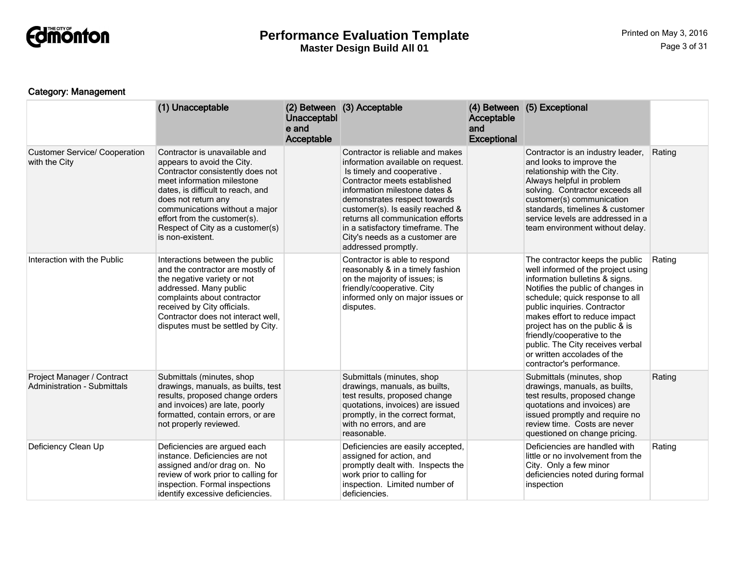# Performance Evaluation Template

**Master Design Build All 01**

**Category: Management**

| | (1) Unacceptable | (2) Between Unacceptable and Acceptable | (3) Acceptable | (4) Between Acceptable and Exceptional | (5) Exceptional | |
|---|---|---|---|---|---|---|
| Customer Service/ Cooperation with the City | Contractor is unavailable and appears to avoid the City. Contractor consistently does not meet information milestone dates, is difficult to reach, and does not return any communications without a major effort from the customer(s). Respect of City as a customer(s) is non-existent. | | Contractor is reliable and makes information available on request. Is timely and cooperative . Contractor meets established information milestone dates & demonstrates respect towards customer(s). Is easily reached & returns all communication efforts in a satisfactory timeframe. The City's needs as a customer are addressed promptly. | | Contractor is an industry leader, and looks to improve the relationship with the City. Always helpful in problem solving. Contractor exceeds all customer(s) communication standards, timelines & customer service levels are addressed in a team environment without delay. | Rating |
| Interaction with the Public | Interactions between the public and the contractor are mostly of the negative variety or not addressed. Many public complaints about contractor received by City officials. Contractor does not interact well, disputes must be settled by City. | | Contractor is able to respond reasonably & in a timely fashion on the majority of issues; is friendly/cooperative. City informed only on major issues or disputes. | | The contractor keeps the public well informed of the project using information bulletins & signs. Notifies the public of changes in schedule; quick response to all public inquiries. Contractor makes effort to reduce impact project has on the public & is friendly/cooperative to the public. The City receives verbal or written accolades of the contractor's performance. | Rating |
| Project Manager / Contract Administration - Submittals | Submittals (minutes, shop drawings, manuals, as builts, test results, proposed change orders and invoices) are late, poorly formatted, contain errors, or are not properly reviewed. | | Submittals (minutes, shop drawings, manuals, as builts, test results, proposed change quotations, invoices) are issued promptly, in the correct format, with no errors, and are reasonable. | | Submittals (minutes, shop drawings, manuals, as builts, test results, proposed change quotations and invoices) are issued promptly and require no review time. Costs are never questioned on change pricing. | Rating |
| Deficiency Clean Up | Deficiencies are argued each instance. Deficiencies are not assigned and/or drag on. No review of work prior to calling for inspection. Formal inspections identify excessive deficiencies. | | Deficiencies are easily accepted, assigned for action, and promptly dealt with. Inspects the work prior to calling for inspection. Limited number of deficiencies. | | Deficiencies are handled with little or no involvement from the City. Only a few minor deficiencies noted during formal inspection | Rating |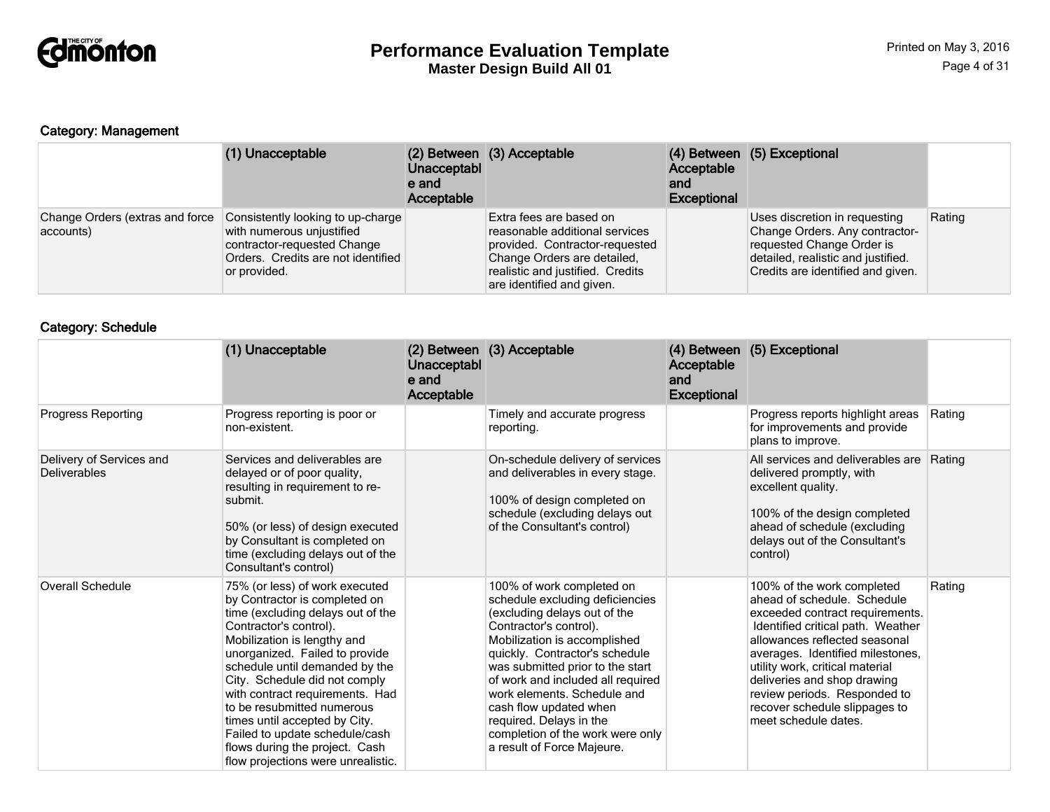### Category: Management

| | (1) Unacceptable | (2) Between Unacceptable and Acceptable | (3) Acceptable | (4) Between Acceptable and Exceptional | (5) Exceptional | |
|---|---|---|---|---|---|---|
| Change Orders (extras and force accounts) | Consistently looking to up-charge with numerous unjustified contractor-requested Change Orders. Credits are not identified or provided. | | Extra fees are based on reasonable additional services provided. Contractor-requested Change Orders are detailed, realistic and justified. Credits are identified and given. | | Uses discretion in requesting Change Orders. Any contractor-requested Change Order is detailed, realistic and justified. Credits are identified and given. | Rating |

### Category: Schedule

| | (1) Unacceptable | (2) Between Unacceptable and Acceptable | (3) Acceptable | (4) Between Acceptable and Exceptional | (5) Exceptional | |
|---|---|---|---|---|---|---|
| Progress Reporting | Progress reporting is poor or non-existent. | | Timely and accurate progress reporting. | | Progress reports highlight areas for improvements and provide plans to improve. | Rating |
| Delivery of Services and Deliverables | Services and deliverables are delayed or of poor quality, resulting in requirement to re-submit.<br><br>50% (or less) of design executed by Consultant is completed on time (excluding delays out of the Consultant's control) | | On-schedule delivery of services and deliverables in every stage.<br><br>100% of design completed on schedule (excluding delays out of the Consultant's control) | | All services and deliverables are delivered promptly, with excellent quality.<br><br>100% of the design completed ahead of schedule (excluding delays out of the Consultant's control) | Rating |
| Overall Schedule | 75% (or less) of work executed by Contractor is completed on time (excluding delays out of the Contractor's control). Mobilization is lengthy and unorganized. Failed to provide schedule until demanded by the City. Schedule did not comply with contract requirements. Had to be resubmitted numerous times until accepted by City. Failed to update schedule/cash flows during the project. Cash flow projections were unrealistic. | | 100% of work completed on schedule excluding deficiencies (excluding delays out of the Contractor's control). Mobilization is accomplished quickly. Contractor's schedule was submitted prior to the start of work and included all required work elements. Schedule and cash flow updated when required. Delays in the completion of the work were only a result of Force Majeure. | | 100% of the work completed ahead of schedule. Schedule exceeded contract requirements. Identified critical path. Weather allowances reflected seasonal averages. Identified milestones, utility work, critical material deliveries and shop drawing review periods. Responded to recover schedule slippages to meet schedule dates. | Rating |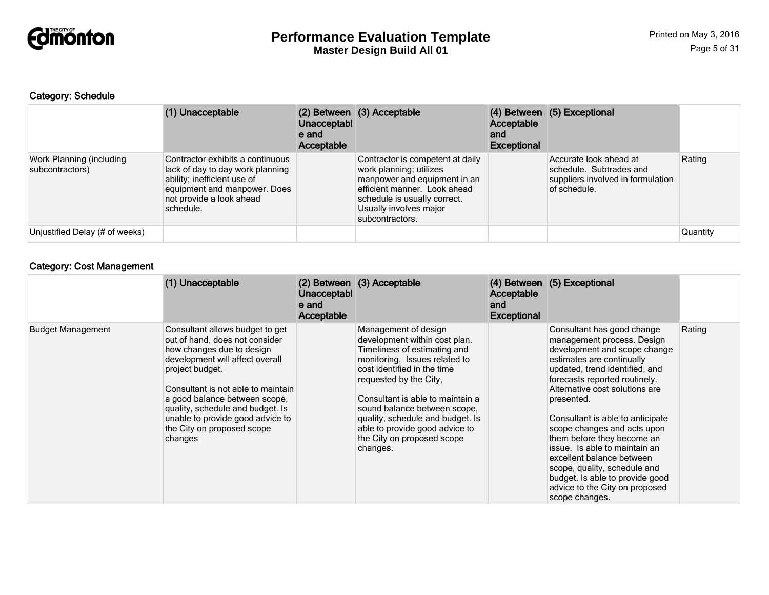### Category: Schedule

| | (1) Unacceptable | (2) Between Unacceptable and Acceptable | (3) Acceptable | (4) Between Acceptable and Exceptional | (5) Exceptional | |
|---|---|---|---|---|---|---|
| Work Planning (including subcontractors) | Contractor exhibits a continuous lack of day to day work planning ability; inefficient use of equipment and manpower. Does not provide a look ahead schedule. | | Contractor is competent at daily work planning; utilizes manpower and equipment in an efficient manner. Look ahead schedule is usually correct. Usually involves major subcontractors. | | Accurate look ahead at schedule. Subtrades and suppliers involved in formulation of schedule. | Rating |
| Unjustified Delay (# of weeks) | | | | | | Quantity |

### Category: Cost Management

| | (1) Unacceptable | (2) Between Unacceptable and Acceptable | (3) Acceptable | (4) Between Acceptable and Exceptional | (5) Exceptional | |
|---|---|---|---|---|---|---|
| Budget Management | Consultant allows budget to get out of hand, does not consider how changes due to design development will affect overall project budget.<br><br>Consultant is not able to maintain a good balance between scope, quality, schedule and budget. Is unable to provide good advice to the City on proposed scope changes | | Management of design development within cost plan. Timeliness of estimating and monitoring. Issues related to cost identified in the time requested by the City,<br><br>Consultant is able to maintain a sound balance between scope, quality, schedule and budget. Is able to provide good advice to the City on proposed scope changes. | | Consultant has good change management process. Design development and scope change estimates are continually updated, trend identified, and forecasts reported routinely. Alternative cost solutions are presented.<br><br>Consultant is able to anticipate scope changes and acts upon them before they become an issue. Is able to maintain an excellent balance between scope, quality, schedule and budget. Is able to provide good advice to the City on proposed scope changes. | Rating |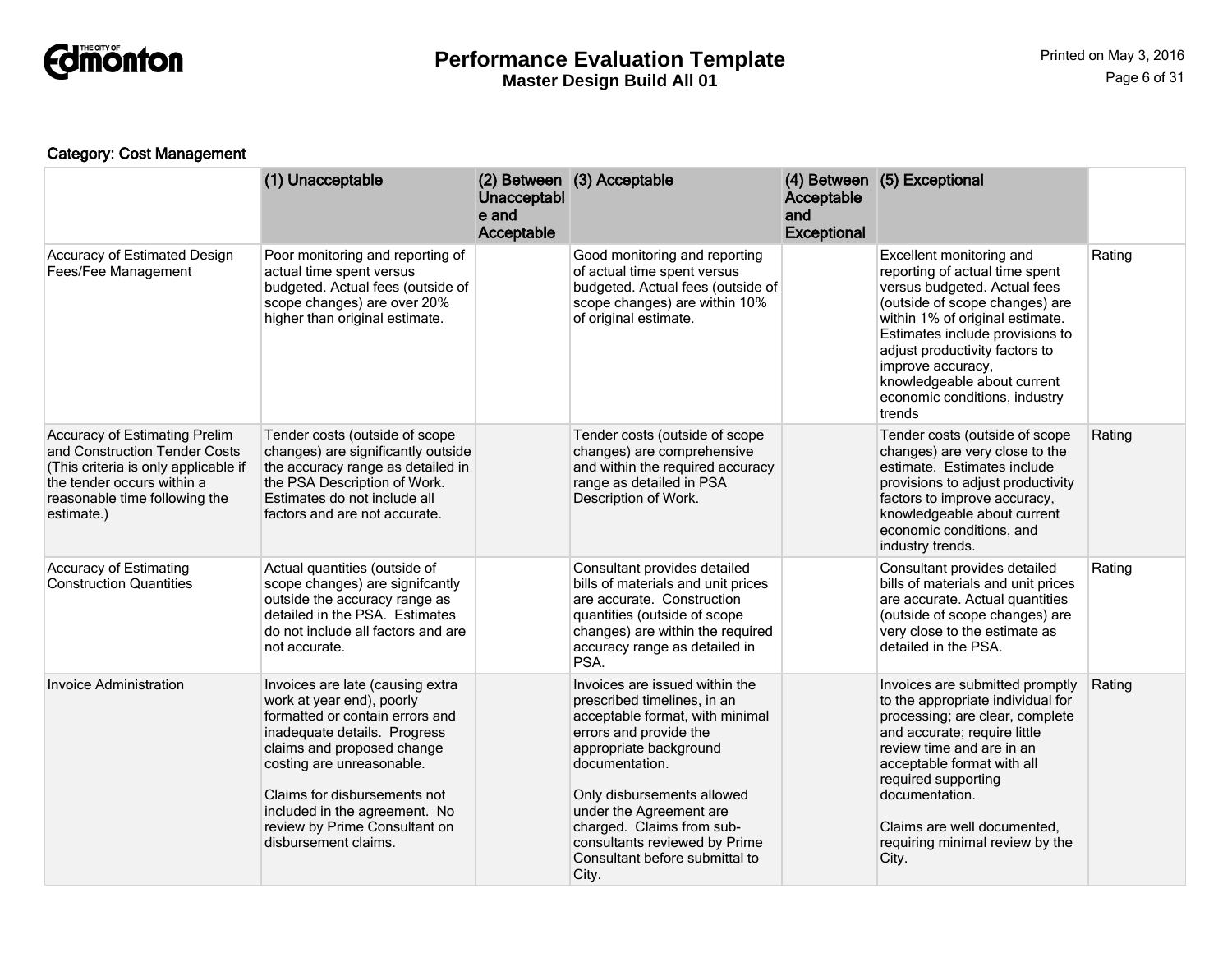# Performance Evaluation Template

**Master Design Build All 01**

### Category: Cost Management

| | (1) Unacceptable | (2) Between Unacceptable and Acceptable | (3) Acceptable | (4) Between Acceptable and Exceptional | (5) Exceptional | |
|---|---|---|---|---|---|---|
| Accuracy of Estimated Design Fees/Fee Management | Poor monitoring and reporting of actual time spent versus budgeted. Actual fees (outside of scope changes) are over 20% higher than original estimate. | | Good monitoring and reporting of actual time spent versus budgeted. Actual fees (outside of scope changes) are within 10% of original estimate. | | Excellent monitoring and reporting of actual time spent versus budgeted. Actual fees (outside of scope changes) are within 1% of original estimate. Estimates include provisions to adjust productivity factors to improve accuracy, knowledgeable about current economic conditions, industry trends | Rating |
| Accuracy of Estimating Prelim and Construction Tender Costs (This criteria is only applicable if the tender occurs within a reasonable time following the estimate.) | Tender costs (outside of scope changes) are significantly outside the accuracy range as detailed in the PSA Description of Work. Estimates do not include all factors and are not accurate. | | Tender costs (outside of scope changes) are comprehensive and within the required accuracy range as detailed in PSA Description of Work. | | Tender costs (outside of scope changes) are very close to the estimate. Estimates include provisions to adjust productivity factors to improve accuracy, knowledgeable about current economic conditions, and industry trends. | Rating |
| Accuracy of Estimating Construction Quantities | Actual quantities (outside of scope changes) are signifcantly outside the accuracy range as detailed in the PSA. Estimates do not include all factors and are not accurate. | | Consultant provides detailed bills of materials and unit prices are accurate. Construction quantities (outside of scope changes) are within the required accuracy range as detailed in PSA. | | Consultant provides detailed bills of materials and unit prices are accurate. Actual quantities (outside of scope changes) are very close to the estimate as detailed in the PSA. | Rating |
| Invoice Administration | Invoices are late (causing extra work at year end), poorly formatted or contain errors and inadequate details. Progress claims and proposed change costing are unreasonable.<br><br>Claims for disbursements not included in the agreement. No review by Prime Consultant on disbursement claims. | | Invoices are issued within the prescribed timelines, in an acceptable format, with minimal errors and provide the appropriate background documentation.<br><br>Only disbursements allowed under the Agreement are charged. Claims from sub-consultants reviewed by Prime Consultant before submittal to City. | | Invoices are submitted promptly to the appropriate individual for processing; are clear, complete and accurate; require little review time and are in an acceptable format with all required supporting documentation.<br><br>Claims are well documented, requiring minimal review by the City. | Rating |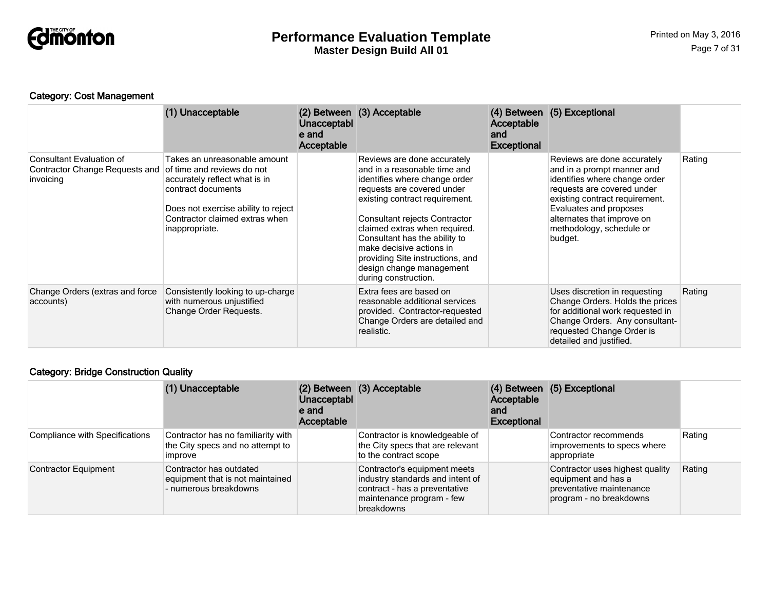Category: Cost Management

| | (1) Unacceptable | (2) Between Unacceptable and Acceptable | (3) Acceptable | (4) Between Acceptable and Exceptional | (5) Exceptional | |
|---|---|---|---|---|---|---|
| Consultant Evaluation of Contractor Change Requests and invoicing | Takes an unreasonable amount of time and reviews do not accurately reflect what is in contract documents<br><br>Does not exercise ability to reject Contractor claimed extras when inappropriate. | | Reviews are done accurately and in a reasonable time and identifies where change order requests are covered under existing contract requirement.<br><br>Consultant rejects Contractor claimed extras when required. Consultant has the ability to make decisive actions in providing Site instructions, and design change management during construction. | | Reviews are done accurately and in a prompt manner and identifies where change order requests are covered under existing contract requirement. Evaluates and proposes alternates that improve on methodology, schedule or budget. | Rating |
| Change Orders (extras and force accounts) | Consistently looking to up-charge with numerous unjustified Change Order Requests. | | Extra fees are based on reasonable additional services provided. Contractor-requested Change Orders are detailed and realistic. | | Uses discretion in requesting Change Orders. Holds the prices for additional work requested in Change Orders. Any consultant-requested Change Order is detailed and justified. | Rating |

Category: Bridge Construction Quality

| | (1) Unacceptable | (2) Between Unacceptable and Acceptable | (3) Acceptable | (4) Between Acceptable and Exceptional | (5) Exceptional | |
|---|---|---|---|---|---|---|
| Compliance with Specifications | Contractor has no familiarity with the City specs and no attempt to improve | | Contractor is knowledgeable of the City specs that are relevant to the contract scope | | Contractor recommends improvements to specs where appropriate | Rating |
| Contractor Equipment | Contractor has outdated equipment that is not maintained - numerous breakdowns | | Contractor's equipment meets industry standards and intent of contract - has a preventative maintenance program - few breakdowns | | Contractor uses highest quality equipment and has a preventative maintenance program - no breakdowns | Rating |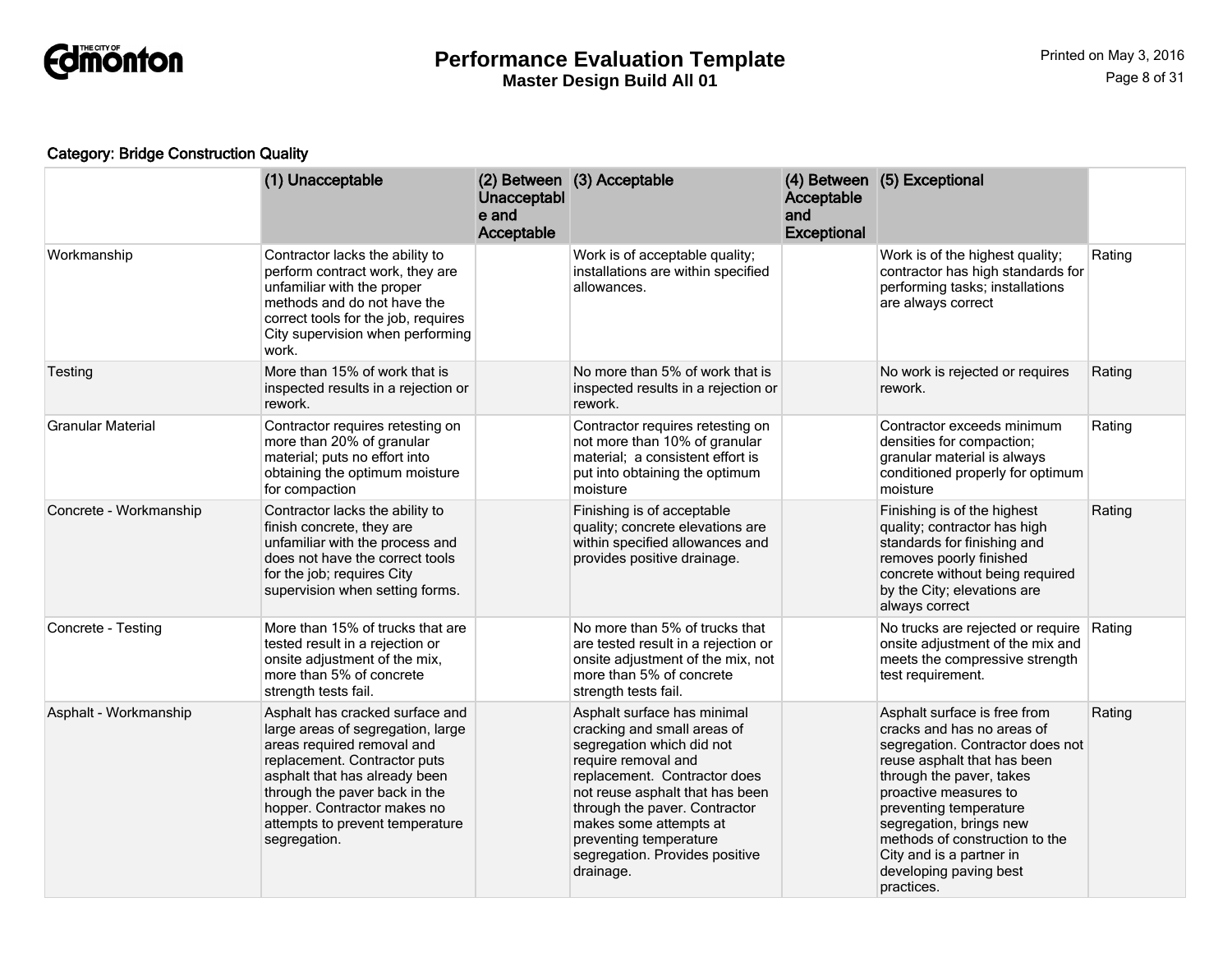**Category: Bridge Construction Quality**

| | (1) Unacceptable | (2) Between Unacceptable and Acceptable | (3) Acceptable | (4) Between Acceptable and Exceptional | (5) Exceptional | |
|---|---|---|---|---|---|---|
| Workmanship | Contractor lacks the ability to perform contract work, they are unfamiliar with the proper methods and do not have the correct tools for the job, requires City supervision when performing work. | | Work is of acceptable quality; installations are within specified allowances. | | Work is of the highest quality; contractor has high standards for performing tasks; installations are always correct | Rating |
| Testing | More than 15% of work that is inspected results in a rejection or rework. | | No more than 5% of work that is inspected results in a rejection or rework. | | No work is rejected or requires rework. | Rating |
| Granular Material | Contractor requires retesting on more than 20% of granular material; puts no effort into obtaining the optimum moisture for compaction | | Contractor requires retesting on not more than 10% of granular material; a consistent effort is put into obtaining the optimum moisture | | Contractor exceeds minimum densities for compaction; granular material is always conditioned properly for optimum moisture | Rating |
| Concrete - Workmanship | Contractor lacks the ability to finish concrete, they are unfamiliar with the process and does not have the correct tools for the job; requires City supervision when setting forms. | | Finishing is of acceptable quality; concrete elevations are within specified allowances and provides positive drainage. | | Finishing is of the highest quality; contractor has high standards for finishing and removes poorly finished concrete without being required by the City; elevations are always correct | Rating |
| Concrete - Testing | More than 15% of trucks that are tested result in a rejection or onsite adjustment of the mix, more than 5% of concrete strength tests fail. | | No more than 5% of trucks that are tested result in a rejection or onsite adjustment of the mix, not more than 5% of concrete strength tests fail. | | No trucks are rejected or require onsite adjustment of the mix and meets the compressive strength test requirement. | Rating |
| Asphalt - Workmanship | Asphalt has cracked surface and large areas of segregation, large areas required removal and replacement. Contractor puts asphalt that has already been through the paver back in the hopper. Contractor makes no attempts to prevent temperature segregation. | | Asphalt surface has minimal cracking and small areas of segregation which did not require removal and replacement. Contractor does not reuse asphalt that has been through the paver. Contractor makes some attempts at preventing temperature segregation. Provides positive drainage. | | Asphalt surface is free from cracks and has no areas of segregation. Contractor does not reuse asphalt that has been through the paver, takes proactive measures to preventing temperature segregation, brings new methods of construction to the City and is a partner in developing paving best practices. | Rating |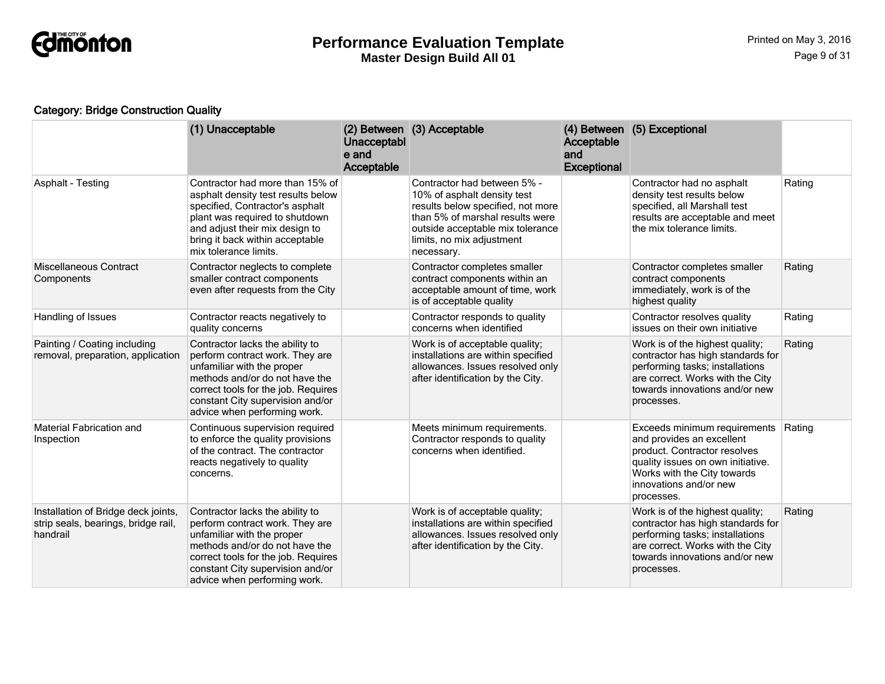**Category: Bridge Construction Quality**

| | (1) Unacceptable | (2) Between Unacceptable and Acceptable | (3) Acceptable | (4) Between Acceptable and Exceptional | (5) Exceptional | |
|---|---|---|---|---|---|---|
| Asphalt - Testing | Contractor had more than 15% of asphalt density test results below specified, Contractor's asphalt plant was required to shutdown and adjust their mix design to bring it back within acceptable mix tolerance limits. | | Contractor had between 5% - 10% of asphalt density test results below specified, not more than 5% of marshal results were outside acceptable mix tolerance limits, no mix adjustment necessary. | | Contractor had no asphalt density test results below specified, all Marshall test results are acceptable and meet the mix tolerance limits. | Rating |
| Miscellaneous Contract Components | Contractor neglects to complete smaller contract components even after requests from the City | | Contractor completes smaller contract components within an acceptable amount of time, work is of acceptable quality | | Contractor completes smaller contract components immediately, work is of the highest quality | Rating |
| Handling of Issues | Contractor reacts negatively to quality concerns | | Contractor responds to quality concerns when identified | | Contractor resolves quality issues on their own initiative | Rating |
| Painting / Coating including removal, preparation, application | Contractor lacks the ability to perform contract work. They are unfamiliar with the proper methods and/or do not have the correct tools for the job. Requires constant City supervision and/or advice when performing work. | | Work is of acceptable quality; installations are within specified allowances. Issues resolved only after identification by the City. | | Work is of the highest quality; contractor has high standards for performing tasks; installations are correct. Works with the City towards innovations and/or new processes. | Rating |
| Material Fabrication and Inspection | Continuous supervision required to enforce the quality provisions of the contract. The contractor reacts negatively to quality concerns. | | Meets minimum requirements. Contractor responds to quality concerns when identified. | | Exceeds minimum requirements and provides an excellent product. Contractor resolves quality issues on own initiative. Works with the City towards innovations and/or new processes. | Rating |
| Installation of Bridge deck joints, strip seals, bearings, bridge rail, handrail | Contractor lacks the ability to perform contract work. They are unfamiliar with the proper methods and/or do not have the correct tools for the job. Requires constant City supervision and/or advice when performing work. | | Work is of acceptable quality; installations are within specified allowances. Issues resolved only after identification by the City. | | Work is of the highest quality; contractor has high standards for performing tasks; installations are correct. Works with the City towards innovations and/or new processes. | Rating |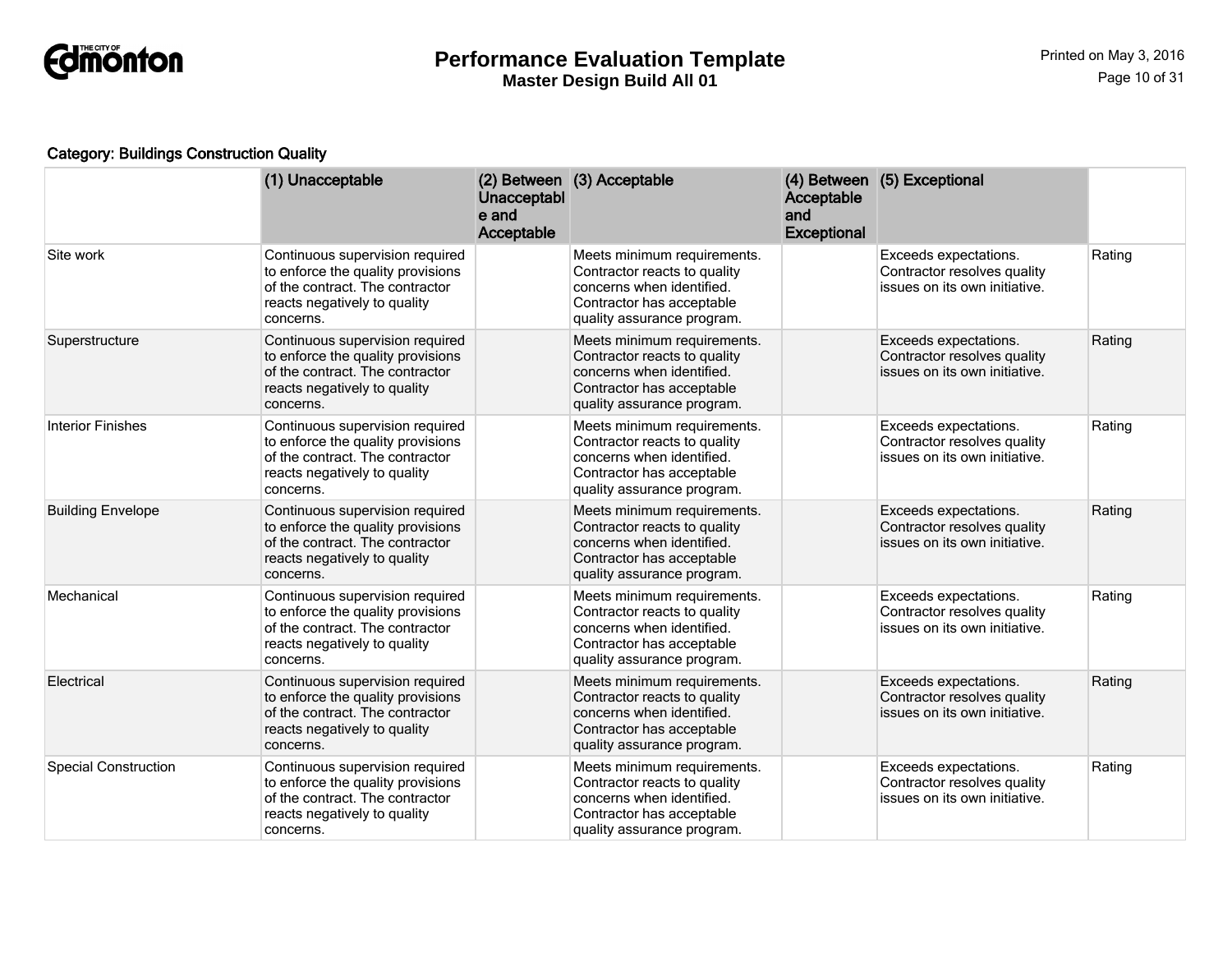**Category: Buildings Construction Quality**

| | (1) Unacceptable | (2) Between Unacceptable and Acceptable | (3) Acceptable | (4) Between Acceptable and Exceptional | (5) Exceptional | |
|---|---|---|---|---|---|---|
| Site work | Continuous supervision required to enforce the quality provisions of the contract. The contractor reacts negatively to quality concerns. | | Meets minimum requirements. Contractor reacts to quality concerns when identified. Contractor has acceptable quality assurance program. | | Exceeds expectations. Contractor resolves quality issues on its own initiative. | Rating |
| Superstructure | Continuous supervision required to enforce the quality provisions of the contract. The contractor reacts negatively to quality concerns. | | Meets minimum requirements. Contractor reacts to quality concerns when identified. Contractor has acceptable quality assurance program. | | Exceeds expectations. Contractor resolves quality issues on its own initiative. | Rating |
| Interior Finishes | Continuous supervision required to enforce the quality provisions of the contract. The contractor reacts negatively to quality concerns. | | Meets minimum requirements. Contractor reacts to quality concerns when identified. Contractor has acceptable quality assurance program. | | Exceeds expectations. Contractor resolves quality issues on its own initiative. | Rating |
| Building Envelope | Continuous supervision required to enforce the quality provisions of the contract. The contractor reacts negatively to quality concerns. | | Meets minimum requirements. Contractor reacts to quality concerns when identified. Contractor has acceptable quality assurance program. | | Exceeds expectations. Contractor resolves quality issues on its own initiative. | Rating |
| Mechanical | Continuous supervision required to enforce the quality provisions of the contract. The contractor reacts negatively to quality concerns. | | Meets minimum requirements. Contractor reacts to quality concerns when identified. Contractor has acceptable quality assurance program. | | Exceeds expectations. Contractor resolves quality issues on its own initiative. | Rating |
| Electrical | Continuous supervision required to enforce the quality provisions of the contract. The contractor reacts negatively to quality concerns. | | Meets minimum requirements. Contractor reacts to quality concerns when identified. Contractor has acceptable quality assurance program. | | Exceeds expectations. Contractor resolves quality issues on its own initiative. | Rating |
| Special Construction | Continuous supervision required to enforce the quality provisions of the contract. The contractor reacts negatively to quality concerns. | | Meets minimum requirements. Contractor reacts to quality concerns when identified. Contractor has acceptable quality assurance program. | | Exceeds expectations. Contractor resolves quality issues on its own initiative. | Rating |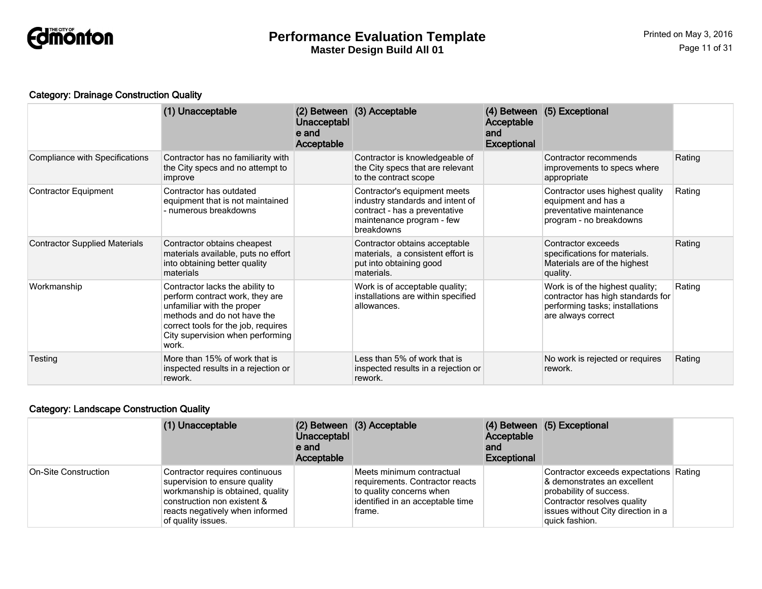# Performance Evaluation Template

**Master Design Build All 01**

### Category: Drainage Construction Quality

| | (1) Unacceptable | (2) Between Unacceptable and Acceptable | (3) Acceptable | (4) Between Acceptable and Exceptional | (5) Exceptional | |
|---|---|---|---|---|---|---|
| Compliance with Specifications | Contractor has no familiarity with the City specs and no attempt to improve | | Contractor is knowledgeable of the City specs that are relevant to the contract scope | | Contractor recommends improvements to specs where appropriate | Rating |
| Contractor Equipment | Contractor has outdated equipment that is not maintained - numerous breakdowns | | Contractor's equipment meets industry standards and intent of contract - has a preventative maintenance program - few breakdowns | | Contractor uses highest quality equipment and has a preventative maintenance program - no breakdowns | Rating |
| Contractor Supplied Materials | Contractor obtains cheapest materials available, puts no effort into obtaining better quality materials | | Contractor obtains acceptable materials, a consistent effort is put into obtaining good materials. | | Contractor exceeds specifications for materials. Materials are of the highest quality. | Rating |
| Workmanship | Contractor lacks the ability to perform contract work, they are unfamiliar with the proper methods and do not have the correct tools for the job, requires City supervision when performing work. | | Work is of acceptable quality; installations are within specified allowances. | | Work is of the highest quality; contractor has high standards for performing tasks; installations are always correct | Rating |
| Testing | More than 15% of work that is inspected results in a rejection or rework. | | Less than 5% of work that is inspected results in a rejection or rework. | | No work is rejected or requires rework. | Rating |

### Category: Landscape Construction Quality

| | (1) Unacceptable | (2) Between Unacceptable and Acceptable | (3) Acceptable | (4) Between Acceptable and Exceptional | (5) Exceptional | |
|---|---|---|---|---|---|---|
| On-Site Construction | Contractor requires continuous supervision to ensure quality workmanship is obtained, quality construction non existent & reacts negatively when informed of quality issues. | | Meets minimum contractual requirements. Contractor reacts to quality concerns when identified in an acceptable time frame. | | Contractor exceeds expectations & demonstrates an excellent probability of success. Contractor resolves quality issues without City direction in a quick fashion. | Rating |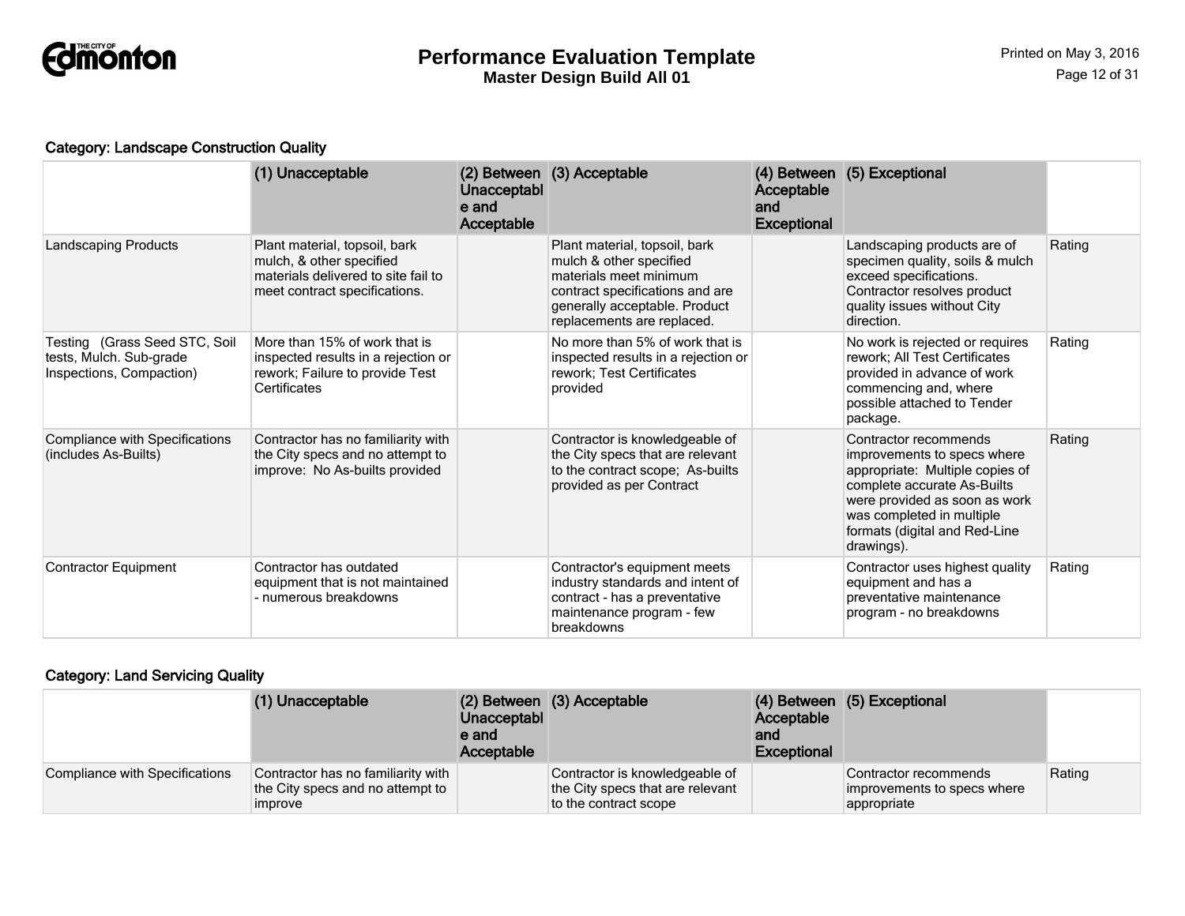### Category: Landscape Construction Quality

| | (1) Unacceptable | (2) Between Unacceptable and Acceptable | (3) Acceptable | (4) Between Acceptable and Exceptional | (5) Exceptional | |
|---|---|---|---|---|---|---|
| Landscaping Products | Plant material, topsoil, bark mulch, & other specified materials delivered to site fail to meet contract specifications. | | Plant material, topsoil, bark mulch & other specified materials meet minimum contract specifications and are generally acceptable. Product replacements are replaced. | | Landscaping products are of specimen quality, soils & mulch exceed specifications. Contractor resolves product quality issues without City direction. | Rating |
| Testing (Grass Seed STC, Soil tests, Mulch. Sub-grade Inspections, Compaction) | More than 15% of work that is inspected results in a rejection or rework; Failure to provide Test Certificates | | No more than 5% of work that is inspected results in a rejection or rework; Test Certificates provided | | No work is rejected or requires rework; All Test Certificates provided in advance of work commencing and, where possible attached to Tender package. | Rating |
| Compliance with Specifications (includes As-Builts) | Contractor has no familiarity with the City specs and no attempt to improve: No As-builts provided | | Contractor is knowledgeable of the City specs that are relevant to the contract scope; As-builts provided as per Contract | | Contractor recommends improvements to specs where appropriate: Multiple copies of complete accurate As-Builts were provided as soon as work was completed in multiple formats (digital and Red-Line drawings). | Rating |
| Contractor Equipment | Contractor has outdated equipment that is not maintained - numerous breakdowns | | Contractor's equipment meets industry standards and intent of contract - has a preventative maintenance program - few breakdowns | | Contractor uses highest quality equipment and has a preventative maintenance program - no breakdowns | Rating |

### Category: Land Servicing Quality

| | (1) Unacceptable | (2) Between Unacceptable and Acceptable | (3) Acceptable | (4) Between Acceptable and Exceptional | (5) Exceptional | |
|---|---|---|---|---|---|---|
| Compliance with Specifications | Contractor has no familiarity with the City specs and no attempt to improve | | Contractor is knowledgeable of the City specs that are relevant to the contract scope | | Contractor recommends improvements to specs where appropriate | Rating |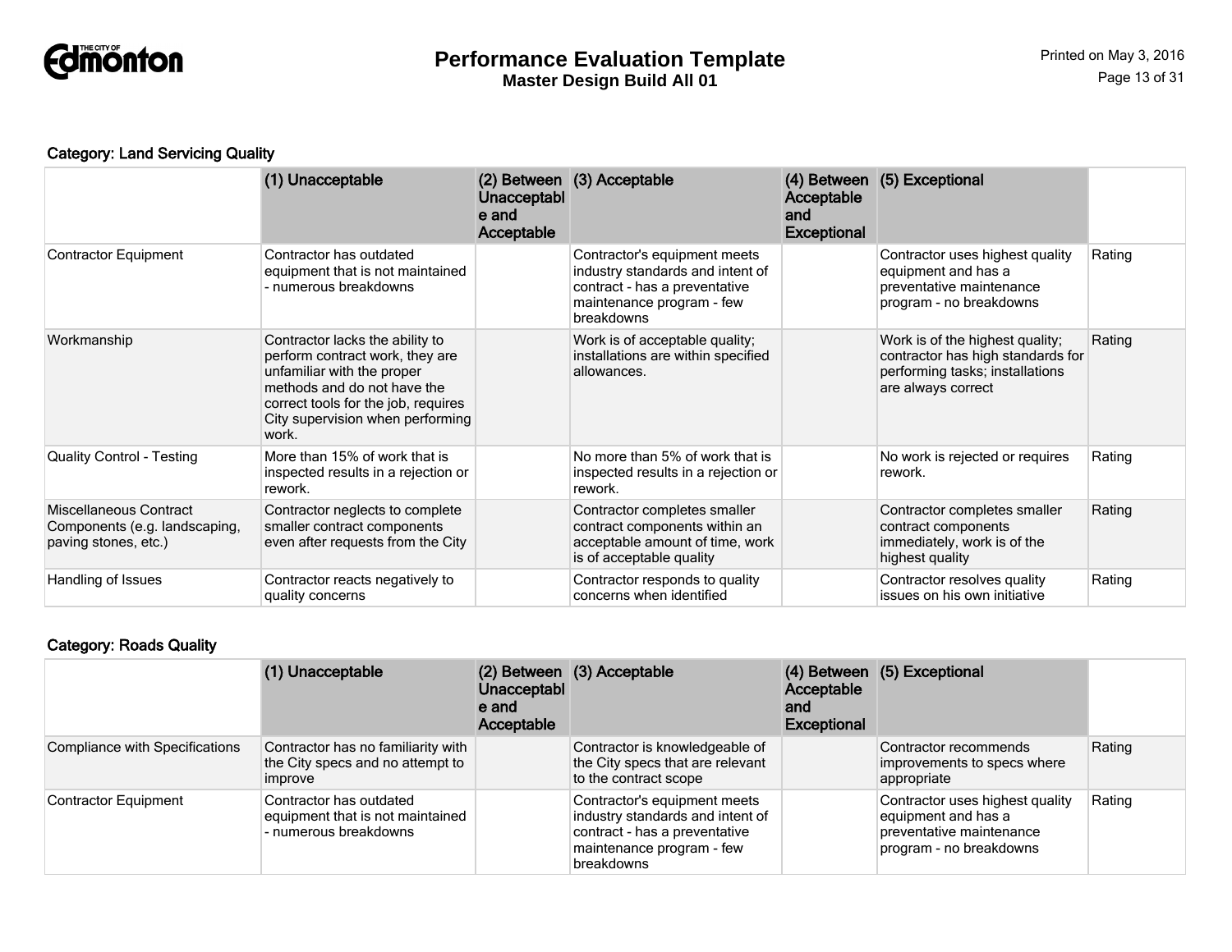**Category: Land Servicing Quality**

| | (1) Unacceptable | (2) Between Unacceptable and Acceptable | (3) Acceptable | (4) Between Acceptable and Exceptional | (5) Exceptional | |
|---|---|---|---|---|---|---|
| Contractor Equipment | Contractor has outdated equipment that is not maintained - numerous breakdowns | | Contractor's equipment meets industry standards and intent of contract - has a preventative maintenance program - few breakdowns | | Contractor uses highest quality equipment and has a preventative maintenance program - no breakdowns | Rating |
| Workmanship | Contractor lacks the ability to perform contract work, they are unfamiliar with the proper methods and do not have the correct tools for the job, requires City supervision when performing work. | | Work is of acceptable quality; installations are within specified allowances. | | Work is of the highest quality; contractor has high standards for performing tasks; installations are always correct | Rating |
| Quality Control - Testing | More than 15% of work that is inspected results in a rejection or rework. | | No more than 5% of work that is inspected results in a rejection or rework. | | No work is rejected or requires rework. | Rating |
| Miscellaneous Contract Components (e.g. landscaping, paving stones, etc.) | Contractor neglects to complete smaller contract components even after requests from the City | | Contractor completes smaller contract components within an acceptable amount of time, work is of acceptable quality | | Contractor completes smaller contract components immediately, work is of the highest quality | Rating |
| Handling of Issues | Contractor reacts negatively to quality concerns | | Contractor responds to quality concerns when identified | | Contractor resolves quality issues on his own initiative | Rating |

**Category: Roads Quality**

| | (1) Unacceptable | (2) Between Unacceptable and Acceptable | (3) Acceptable | (4) Between Acceptable and Exceptional | (5) Exceptional | |
|---|---|---|---|---|---|---|
| Compliance with Specifications | Contractor has no familiarity with the City specs and no attempt to improve | | Contractor is knowledgeable of the City specs that are relevant to the contract scope | | Contractor recommends improvements to specs where appropriate | Rating |
| Contractor Equipment | Contractor has outdated equipment that is not maintained - numerous breakdowns | | Contractor's equipment meets industry standards and intent of contract - has a preventative maintenance program - few breakdowns | | Contractor uses highest quality equipment and has a preventative maintenance program - no breakdowns | Rating |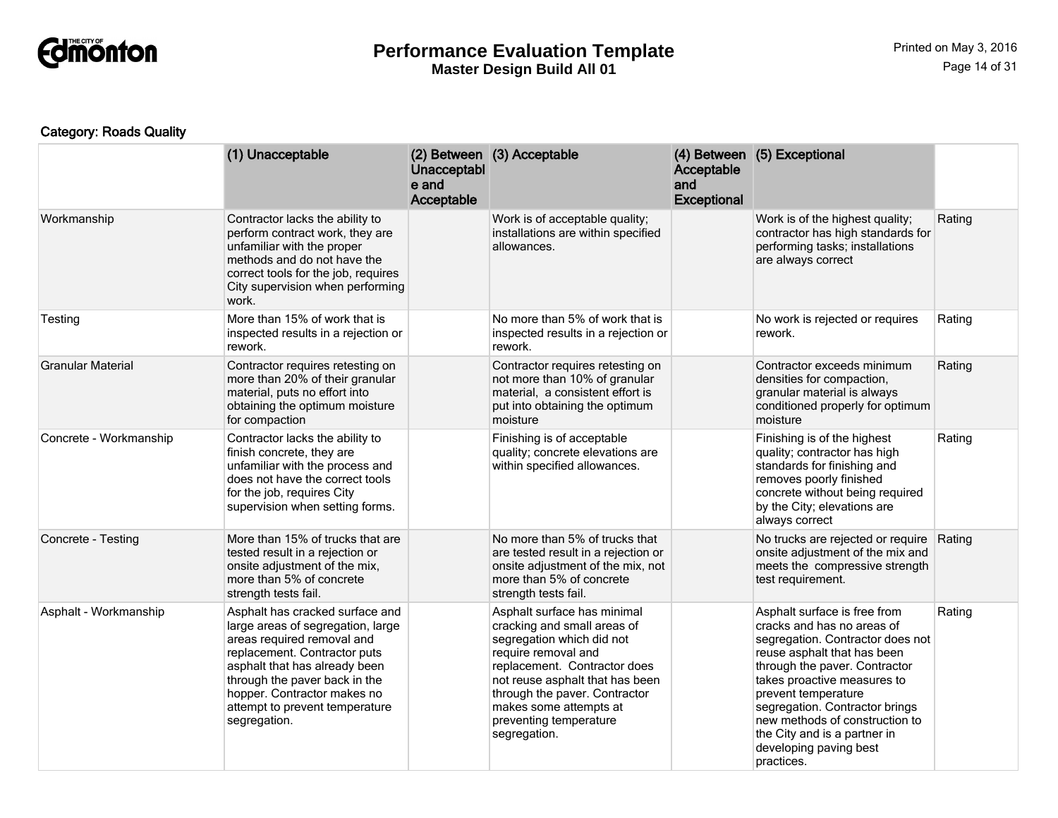Category: Roads Quality

| | (1) Unacceptable | (2) Between Unacceptable and Acceptable | (3) Acceptable | (4) Between Acceptable and Exceptional | (5) Exceptional | |
|---|---|---|---|---|---|---|
| Workmanship | Contractor lacks the ability to perform contract work, they are unfamiliar with the proper methods and do not have the correct tools for the job, requires City supervision when performing work. | | Work is of acceptable quality; installations are within specified allowances. | | Work is of the highest quality; contractor has high standards for performing tasks; installations are always correct | Rating |
| Testing | More than 15% of work that is inspected results in a rejection or rework. | | No more than 5% of work that is inspected results in a rejection or rework. | | No work is rejected or requires rework. | Rating |
| Granular Material | Contractor requires retesting on more than 20% of their granular material, puts no effort into obtaining the optimum moisture for compaction | | Contractor requires retesting on not more than 10% of granular material, a consistent effort is put into obtaining the optimum moisture | | Contractor exceeds minimum densities for compaction, granular material is always conditioned properly for optimum moisture | Rating |
| Concrete - Workmanship | Contractor lacks the ability to finish concrete, they are unfamiliar with the process and does not have the correct tools for the job, requires City supervision when setting forms. | | Finishing is of acceptable quality; concrete elevations are within specified allowances. | | Finishing is of the highest quality; contractor has high standards for finishing and removes poorly finished concrete without being required by the City; elevations are always correct | Rating |
| Concrete - Testing | More than 15% of trucks that are tested result in a rejection or onsite adjustment of the mix, more than 5% of concrete strength tests fail. | | No more than 5% of trucks that are tested result in a rejection or onsite adjustment of the mix, not more than 5% of concrete strength tests fail. | | No trucks are rejected or require onsite adjustment of the mix and meets the compressive strength test requirement. | Rating |
| Asphalt - Workmanship | Asphalt has cracked surface and large areas of segregation, large areas required removal and replacement. Contractor puts asphalt that has already been through the paver back in the hopper. Contractor makes no attempt to prevent temperature segregation. | | Asphalt surface has minimal cracking and small areas of segregation which did not require removal and replacement. Contractor does not reuse asphalt that has been through the paver. Contractor makes some attempts at preventing temperature segregation. | | Asphalt surface is free from cracks and has no areas of segregation. Contractor does not reuse asphalt that has been through the paver. Contractor takes proactive measures to prevent temperature segregation. Contractor brings new methods of construction to the City and is a partner in developing paving best practices. | Rating |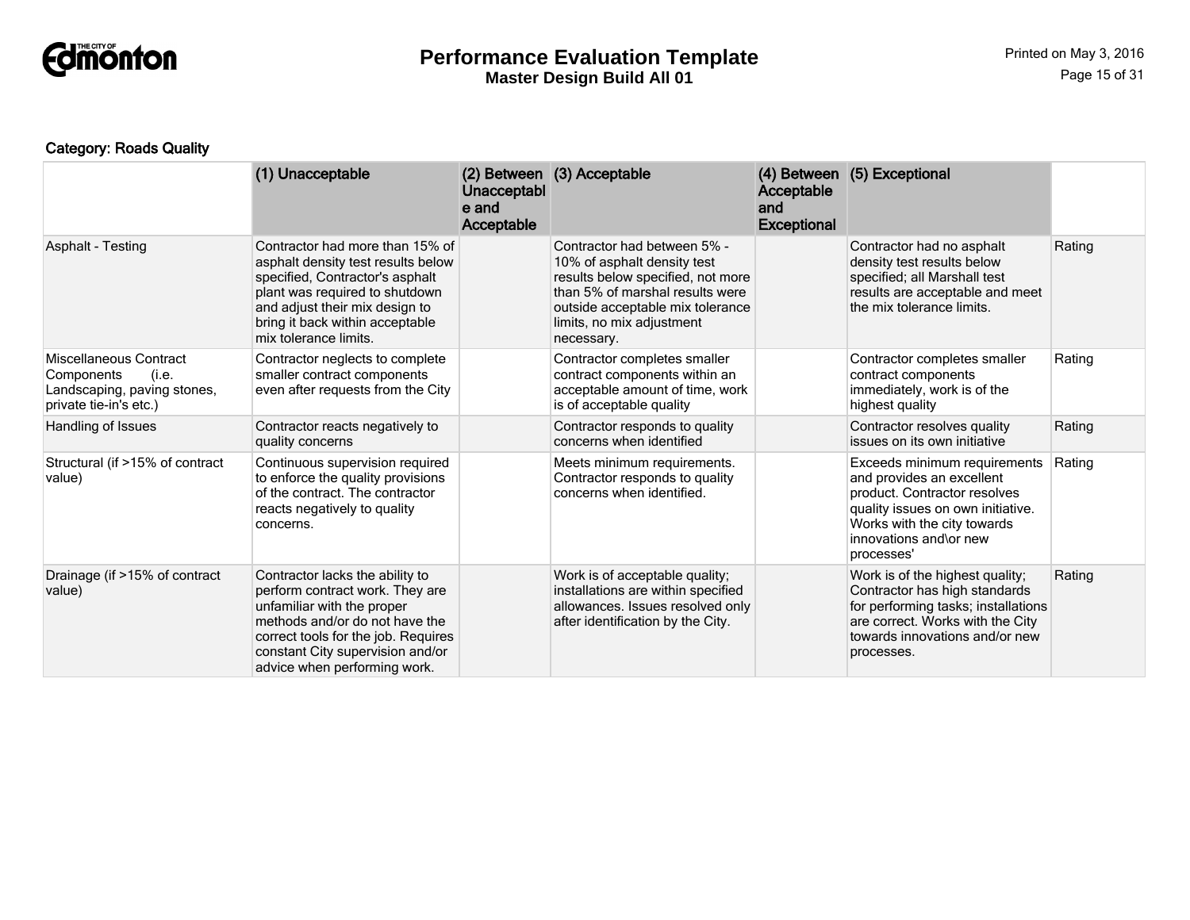**Category: Roads Quality**

| | (1) Unacceptable | (2) Between Unacceptable and Acceptable | (3) Acceptable | (4) Between Acceptable and Exceptional | (5) Exceptional | |
|---|---|---|---|---|---|---|
| Asphalt - Testing | Contractor had more than 15% of asphalt density test results below specified, Contractor's asphalt plant was required to shutdown and adjust their mix design to bring it back within acceptable mix tolerance limits. | | Contractor had between 5% - 10% of asphalt density test results below specified, not more than 5% of marshal results were outside acceptable mix tolerance limits, no mix adjustment necessary. | | Contractor had no asphalt density test results below specified; all Marshall test results are acceptable and meet the mix tolerance limits. | Rating |
| Miscellaneous Contract Components (i.e. Landscaping, paving stones, private tie-in's etc.) | Contractor neglects to complete smaller contract components even after requests from the City | | Contractor completes smaller contract components within an acceptable amount of time, work is of acceptable quality | | Contractor completes smaller contract components immediately, work is of the highest quality | Rating |
| Handling of Issues | Contractor reacts negatively to quality concerns | | Contractor responds to quality concerns when identified | | Contractor resolves quality issues on its own initiative | Rating |
| Structural (if >15% of contract value) | Continuous supervision required to enforce the quality provisions of the contract. The contractor reacts negatively to quality concerns. | | Meets minimum requirements. Contractor responds to quality concerns when identified. | | Exceeds minimum requirements and provides an excellent product. Contractor resolves quality issues on own initiative. Works with the city towards innovations and\or new processes' | Rating |
| Drainage (if >15% of contract value) | Contractor lacks the ability to perform contract work. They are unfamiliar with the proper methods and/or do not have the correct tools for the job. Requires constant City supervision and/or advice when performing work. | | Work is of acceptable quality; installations are within specified allowances. Issues resolved only after identification by the City. | | Work is of the highest quality; Contractor has high standards for performing tasks; installations are correct. Works with the City towards innovations and/or new processes. | Rating |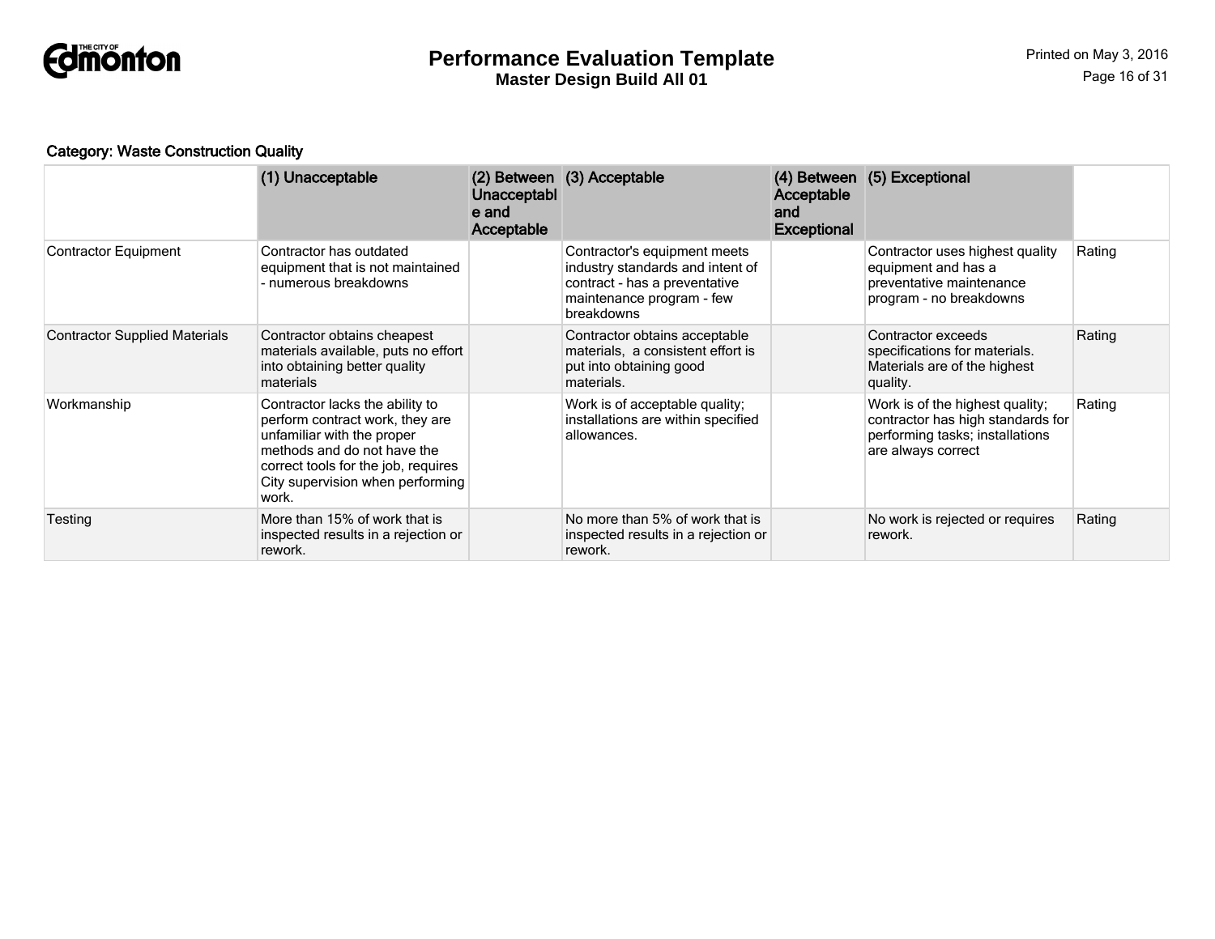Category: Waste Construction Quality

| | (1) Unacceptable | (2) Between Unacceptable and Acceptable | (3) Acceptable | (4) Between Acceptable and Exceptional | (5) Exceptional | |
|---|---|---|---|---|---|---|
| Contractor Equipment | Contractor has outdated equipment that is not maintained - numerous breakdowns | | Contractor's equipment meets industry standards and intent of contract - has a preventative maintenance program - few breakdowns | | Contractor uses highest quality equipment and has a preventative maintenance program - no breakdowns | Rating |
| Contractor Supplied Materials | Contractor obtains cheapest materials available, puts no effort into obtaining better quality materials | | Contractor obtains acceptable materials, a consistent effort is put into obtaining good materials. | | Contractor exceeds specifications for materials. Materials are of the highest quality. | Rating |
| Workmanship | Contractor lacks the ability to perform contract work, they are unfamiliar with the proper methods and do not have the correct tools for the job, requires City supervision when performing work. | | Work is of acceptable quality; installations are within specified allowances. | | Work is of the highest quality; contractor has high standards for performing tasks; installations are always correct | Rating |
| Testing | More than 15% of work that is inspected results in a rejection or rework. | | No more than 5% of work that is inspected results in a rejection or rework. | | No work is rejected or requires rework. | Rating |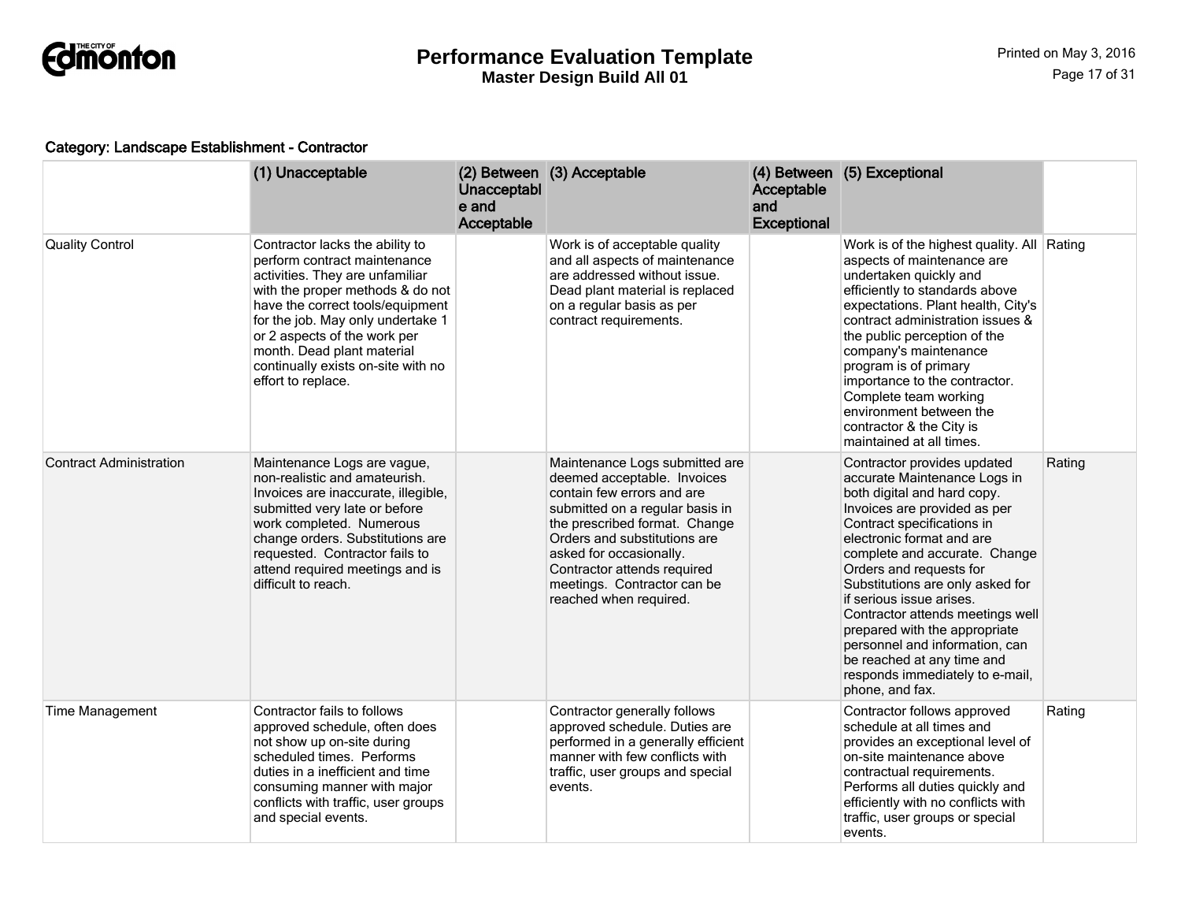**Category: Landscape Establishment - Contractor**

| | (1) Unacceptable | (2) Between Unacceptable and Acceptable | (3) Acceptable | (4) Between Acceptable and Exceptional | (5) Exceptional | |
|---|---|---|---|---|---|---|
| Quality Control | Contractor lacks the ability to perform contract maintenance activities. They are unfamiliar with the proper methods & do not have the correct tools/equipment for the job. May only undertake 1 or 2 aspects of the work per month. Dead plant material continually exists on-site with no effort to replace. | | Work is of acceptable quality and all aspects of maintenance are addressed without issue. Dead plant material is replaced on a regular basis as per contract requirements. | | Work is of the highest quality. All aspects of maintenance are undertaken quickly and efficiently to standards above expectations. Plant health, City's contract administration issues & the public perception of the company's maintenance program is of primary importance to the contractor. Complete team working environment between the contractor & the City is maintained at all times. | Rating |
| Contract Administration | Maintenance Logs are vague, non-realistic and amateurish. Invoices are inaccurate, illegible, submitted very late or before work completed. Numerous change orders. Substitutions are requested. Contractor fails to attend required meetings and is difficult to reach. | | Maintenance Logs submitted are deemed acceptable. Invoices contain few errors and are submitted on a regular basis in the prescribed format. Change Orders and substitutions are asked for occasionally. Contractor attends required meetings. Contractor can be reached when required. | | Contractor provides updated accurate Maintenance Logs in both digital and hard copy. Invoices are provided as per Contract specifications in electronic format and are complete and accurate. Change Orders and requests for Substitutions are only asked for if serious issue arises. Contractor attends meetings well prepared with the appropriate personnel and information, can be reached at any time and responds immediately to e-mail, phone, and fax. | Rating |
| Time Management | Contractor fails to follows approved schedule, often does not show up on-site during scheduled times. Performs duties in a inefficient and time consuming manner with major conflicts with traffic, user groups and special events. | | Contractor generally follows approved schedule. Duties are performed in a generally efficient manner with few conflicts with traffic, user groups and special events. | | Contractor follows approved schedule at all times and provides an exceptional level of on-site maintenance above contractual requirements. Performs all duties quickly and efficiently with no conflicts with traffic, user groups or special events. | Rating |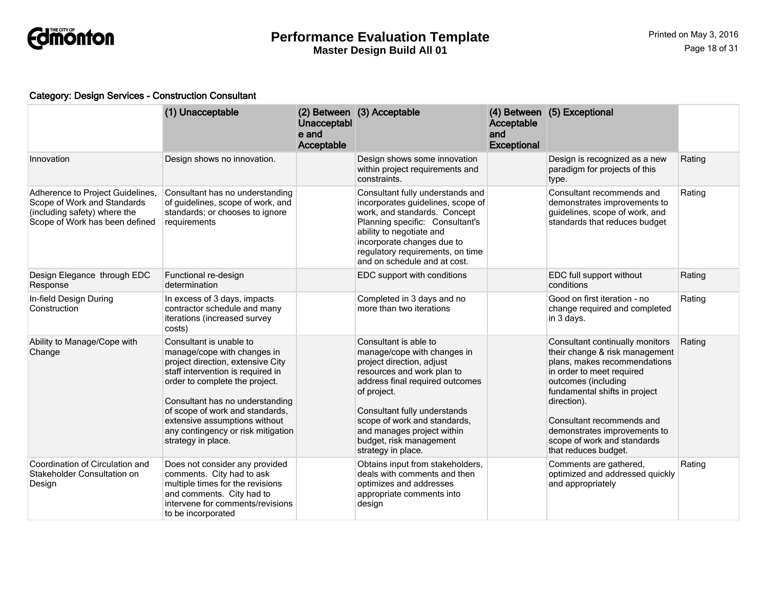Category: Design Services - Construction Consultant

| | (1) Unacceptable | (2) Between Unacceptable and Acceptable | (3) Acceptable | (4) Between Acceptable and Exceptional | (5) Exceptional | |
|---|---|---|---|---|---|---|
| Innovation | Design shows no innovation. | | Design shows some innovation within project requirements and constraints. | | Design is recognized as a new paradigm for projects of this type. | Rating |
| Adherence to Project Guidelines, Scope of Work and Standards (including safety) where the Scope of Work has been defined | Consultant has no understanding of guidelines, scope of work, and standards; or chooses to ignore requirements | | Consultant fully understands and incorporates guidelines, scope of work, and standards. Concept Planning specific: Consultant's ability to negotiate and incorporate changes due to regulatory requirements, on time and on schedule and at cost. | | Consultant recommends and demonstrates improvements to guidelines, scope of work, and standards that reduces budget | Rating |
| Design Elegance through EDC Response | Functional re-design determination | | EDC support with conditions | | EDC full support without conditions | Rating |
| In-field Design During Construction | In excess of 3 days, impacts contractor schedule and many iterations (increased survey costs) | | Completed in 3 days and no more than two iterations | | Good on first iteration - no change required and completed in 3 days. | Rating |
| Ability to Manage/Cope with Change | Consultant is unable to manage/cope with changes in project direction, extensive City staff intervention is required in order to complete the project.<br><br>Consultant has no understanding of scope of work and standards, extensive assumptions without any contingency or risk mitigation strategy in place. | | Consultant is able to manage/cope with changes in project direction, adjust resources and work plan to address final required outcomes of project.<br><br>Consultant fully understands scope of work and standards, and manages project within budget, risk management strategy in place. | | Consultant continually monitors their change & risk management plans, makes recommendations in order to meet required outcomes (including fundamental shifts in project direction).<br><br>Consultant recommends and demonstrates improvements to scope of work and standards that reduces budget. | Rating |
| Coordination of Circulation and Stakeholder Consultation on Design | Does not consider any provided comments. City had to ask multiple times for the revisions and comments. City had to intervene for comments/revisions to be incorporated | | Obtains input from stakeholders, deals with comments and then optimizes and addresses appropriate comments into design | | Comments are gathered, optimized and addressed quickly and appropriately | Rating |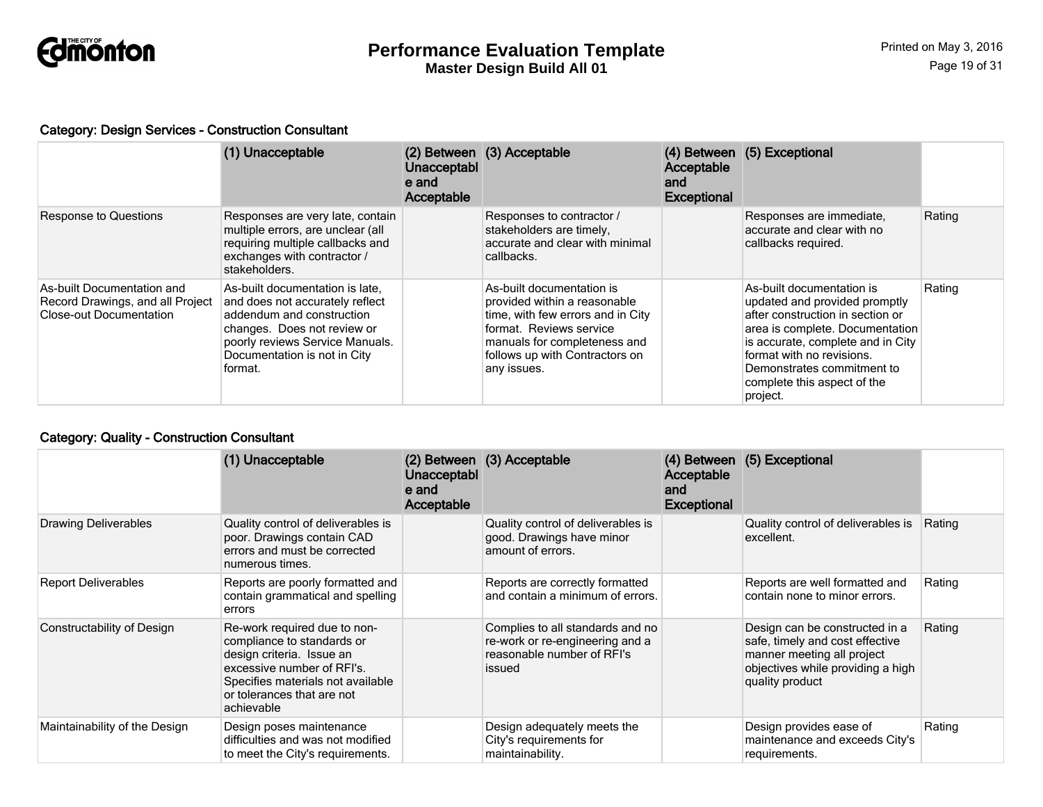### Category: Design Services - Construction Consultant

| | (1) Unacceptable | (2) Between Unacceptable and Acceptable | (3) Acceptable | (4) Between Acceptable and Exceptional | (5) Exceptional | |
|---|---|---|---|---|---|---|
| Response to Questions | Responses are very late, contain multiple errors, are unclear (all requiring multiple callbacks and exchanges with contractor / stakeholders. | | Responses to contractor / stakeholders are timely, accurate and clear with minimal callbacks. | | Responses are immediate, accurate and clear with no callbacks required. | Rating |
| As-built Documentation and Record Drawings, and all Project Close-out Documentation | As-built documentation is late, and does not accurately reflect addendum and construction changes. Does not review or poorly reviews Service Manuals. Documentation is not in City format. | | As-built documentation is provided within a reasonable time, with few errors and in City format. Reviews service manuals for completeness and follows up with Contractors on any issues. | | As-built documentation is updated and provided promptly after construction in section or area is complete. Documentation is accurate, complete and in City format with no revisions. Demonstrates commitment to complete this aspect of the project. | Rating |

### Category: Quality - Construction Consultant

| | (1) Unacceptable | (2) Between Unacceptable and Acceptable | (3) Acceptable | (4) Between Acceptable and Exceptional | (5) Exceptional | |
|---|---|---|---|---|---|---|
| Drawing Deliverables | Quality control of deliverables is poor. Drawings contain CAD errors and must be corrected numerous times. | | Quality control of deliverables is good. Drawings have minor amount of errors. | | Quality control of deliverables is excellent. | Rating |
| Report Deliverables | Reports are poorly formatted and contain grammatical and spelling errors | | Reports are correctly formatted and contain a minimum of errors. | | Reports are well formatted and contain none to minor errors. | Rating |
| Constructability of Design | Re-work required due to non-compliance to standards or design criteria. Issue an excessive number of RFI's. Specifies materials not available or tolerances that are not achievable | | Complies to all standards and no re-work or re-engineering and a reasonable number of RFI's issued | | Design can be constructed in a safe, timely and cost effective manner meeting all project objectives while providing a high quality product | Rating |
| Maintainability of the Design | Design poses maintenance difficulties and was not modified to meet the City's requirements. | | Design adequately meets the City's requirements for maintainability. | | Design provides ease of maintenance and exceeds City's requirements. | Rating |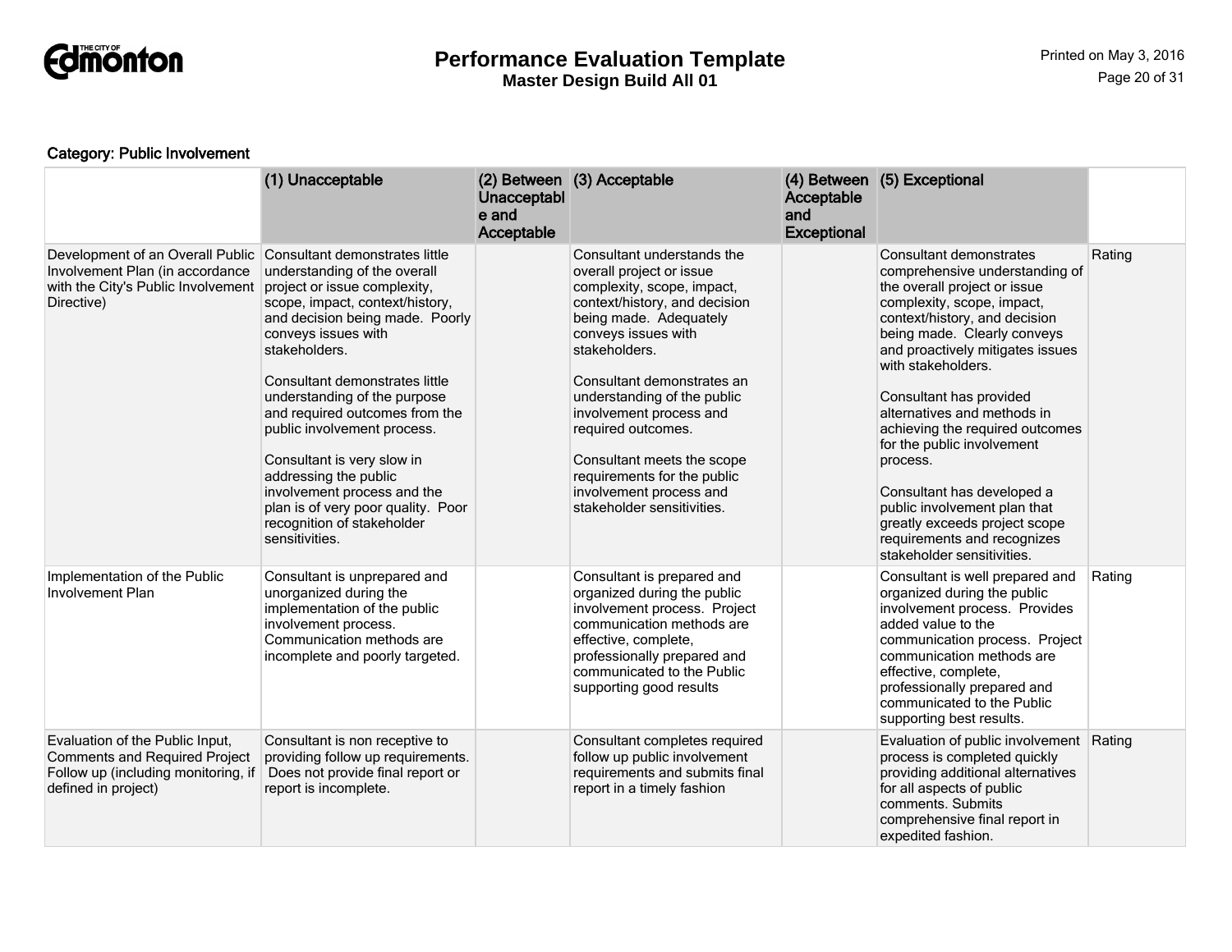# Performance Evaluation Template

**Master Design Build All 01**

**Category: Public Involvement**

| | (1) Unacceptable | (2) Between Unacceptable and Acceptable | (3) Acceptable | (4) Between Acceptable and Exceptional | (5) Exceptional | |
|---|---|---|---|---|---|---|
| Development of an Overall Public Involvement Plan (in accordance with the City's Public Involvement Directive) | Consultant demonstrates little understanding of the overall project or issue complexity, scope, impact, context/history, and decision being made. Poorly conveys issues with stakeholders.<br><br>Consultant demonstrates little understanding of the purpose and required outcomes from the public involvement process.<br><br>Consultant is very slow in addressing the public involvement process and the plan is of very poor quality. Poor recognition of stakeholder sensitivities. | | Consultant understands the overall project or issue complexity, scope, impact, context/history, and decision being made. Adequately conveys issues with stakeholders.<br><br>Consultant demonstrates an understanding of the public involvement process and required outcomes.<br><br>Consultant meets the scope requirements for the public involvement process and stakeholder sensitivities. | | Consultant demonstrates comprehensive understanding of the overall project or issue complexity, scope, impact, context/history, and decision being made. Clearly conveys and proactively mitigates issues with stakeholders.<br><br>Consultant has provided alternatives and methods in achieving the required outcomes for the public involvement process.<br><br>Consultant has developed a public involvement plan that greatly exceeds project scope requirements and recognizes stakeholder sensitivities. | Rating |
| Implementation of the Public Involvement Plan | Consultant is unprepared and unorganized during the implementation of the public involvement process. Communication methods are incomplete and poorly targeted. | | Consultant is prepared and organized during the public involvement process. Project communication methods are effective, complete, professionally prepared and communicated to the Public supporting good results | | Consultant is well prepared and organized during the public involvement process. Provides added value to the communication process. Project communication methods are effective, complete, professionally prepared and communicated to the Public supporting best results. | Rating |
| Evaluation of the Public Input, Comments and Required Project Follow up (including monitoring, if defined in project) | Consultant is non receptive to providing follow up requirements. Does not provide final report or report is incomplete. | | Consultant completes required follow up public involvement requirements and submits final report in a timely fashion | | Evaluation of public involvement process is completed quickly providing additional alternatives for all aspects of public comments. Submits comprehensive final report in expedited fashion. | Rating |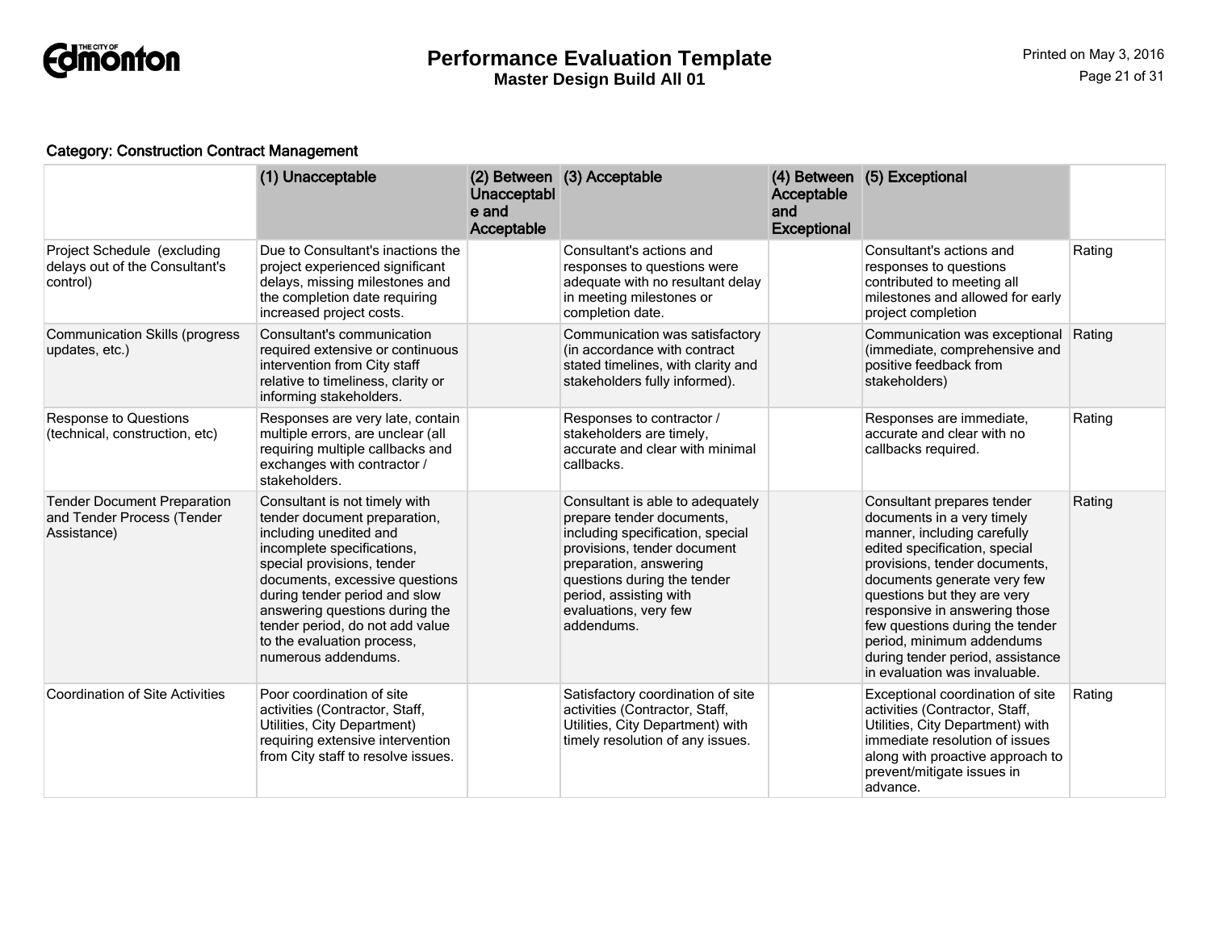Category: Construction Contract Management

| | (1) Unacceptable | (2) Between Unacceptable and Acceptable | (3) Acceptable | (4) Between Acceptable and Exceptional | (5) Exceptional | |
|---|---|---|---|---|---|---|
| Project Schedule (excluding delays out of the Consultant's control) | Due to Consultant's inactions the project experienced significant delays, missing milestones and the completion date requiring increased project costs. | | Consultant's actions and responses to questions were adequate with no resultant delay in meeting milestones or completion date. | | Consultant's actions and responses to questions contributed to meeting all milestones and allowed for early project completion | Rating |
| Communication Skills (progress updates, etc.) | Consultant's communication required extensive or continuous intervention from City staff relative to timeliness, clarity or informing stakeholders. | | Communication was satisfactory (in accordance with contract stated timelines, with clarity and stakeholders fully informed). | | Communication was exceptional (immediate, comprehensive and positive feedback from stakeholders) | Rating |
| Response to Questions (technical, construction, etc) | Responses are very late, contain multiple errors, are unclear (all requiring multiple callbacks and exchanges with contractor / stakeholders. | | Responses to contractor / stakeholders are timely, accurate and clear with minimal callbacks. | | Responses are immediate, accurate and clear with no callbacks required. | Rating |
| Tender Document Preparation and Tender Process (Tender Assistance) | Consultant is not timely with tender document preparation, including unedited and incomplete specifications, special provisions, tender documents, excessive questions during tender period and slow answering questions during the tender period, do not add value to the evaluation process, numerous addendums. | | Consultant is able to adequately prepare tender documents, including specification, special provisions, tender document preparation, answering questions during the tender period, assisting with evaluations, very few addendums. | | Consultant prepares tender documents in a very timely manner, including carefully edited specification, special provisions, tender documents, documents generate very few questions but they are very responsive in answering those few questions during the tender period, minimum addendums during tender period, assistance in evaluation was invaluable. | Rating |
| Coordination of Site Activities | Poor coordination of site activities (Contractor, Staff, Utilities, City Department) requiring extensive intervention from City staff to resolve issues. | | Satisfactory coordination of site activities (Contractor, Staff, Utilities, City Department) with timely resolution of any issues. | | Exceptional coordination of site activities (Contractor, Staff, Utilities, City Department) with immediate resolution of issues along with proactive approach to prevent/mitigate issues in advance. | Rating |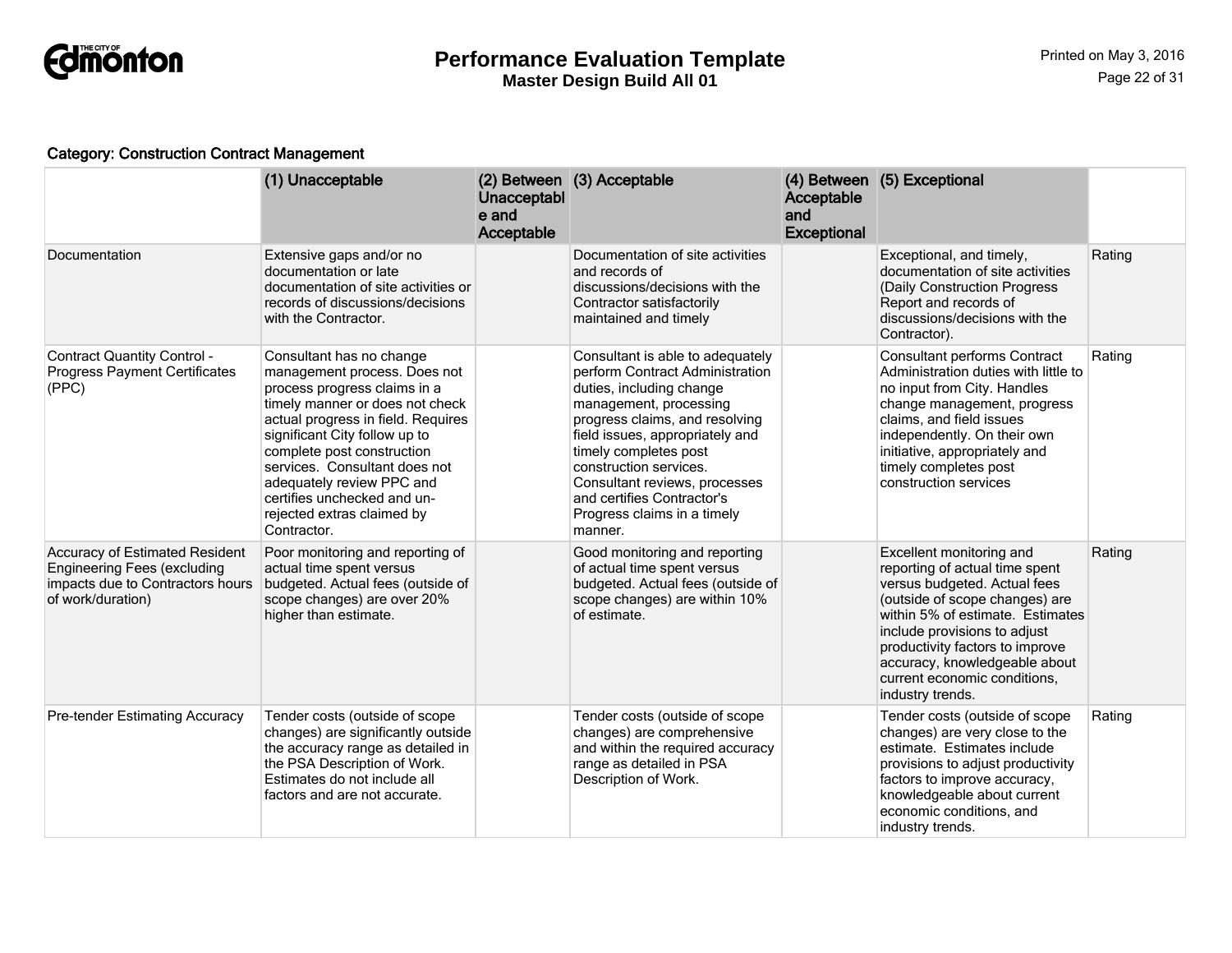Category: Construction Contract Management

| | (1) Unacceptable | (2) Between Unacceptable and Acceptable | (3) Acceptable | (4) Between Acceptable and Exceptional | (5) Exceptional | |
|---|---|---|---|---|---|---|
| Documentation | Extensive gaps and/or no documentation or late documentation of site activities or records of discussions/decisions with the Contractor. | | Documentation of site activities and records of discussions/decisions with the Contractor satisfactorily maintained and timely | | Exceptional, and timely, documentation of site activities (Daily Construction Progress Report and records of discussions/decisions with the Contractor). | Rating |
| Contract Quantity Control - Progress Payment Certificates (PPC) | Consultant has no change management process. Does not process progress claims in a timely manner or does not check actual progress in field. Requires significant City follow up to complete post construction services. Consultant does not adequately review PPC and certifies unchecked and un-rejected extras claimed by Contractor. | | Consultant is able to adequately perform Contract Administration duties, including change management, processing progress claims, and resolving field issues, appropriately and timely completes post construction services. Consultant reviews, processes and certifies Contractor's Progress claims in a timely manner. | | Consultant performs Contract Administration duties with little to no input from City. Handles change management, progress claims, and field issues independently. On their own initiative, appropriately and timely completes post construction services | Rating |
| Accuracy of Estimated Resident Engineering Fees (excluding impacts due to Contractors hours of work/duration) | Poor monitoring and reporting of actual time spent versus budgeted. Actual fees (outside of scope changes) are over 20% higher than estimate. | | Good monitoring and reporting of actual time spent versus budgeted. Actual fees (outside of scope changes) are within 10% of estimate. | | Excellent monitoring and reporting of actual time spent versus budgeted. Actual fees (outside of scope changes) are within 5% of estimate. Estimates include provisions to adjust productivity factors to improve accuracy, knowledgeable about current economic conditions, industry trends. | Rating |
| Pre-tender Estimating Accuracy | Tender costs (outside of scope changes) are significantly outside the accuracy range as detailed in the PSA Description of Work. Estimates do not include all factors and are not accurate. | | Tender costs (outside of scope changes) are comprehensive and within the required accuracy range as detailed in PSA Description of Work. | | Tender costs (outside of scope changes) are very close to the estimate. Estimates include provisions to adjust productivity factors to improve accuracy, knowledgeable about current economic conditions, and industry trends. | Rating |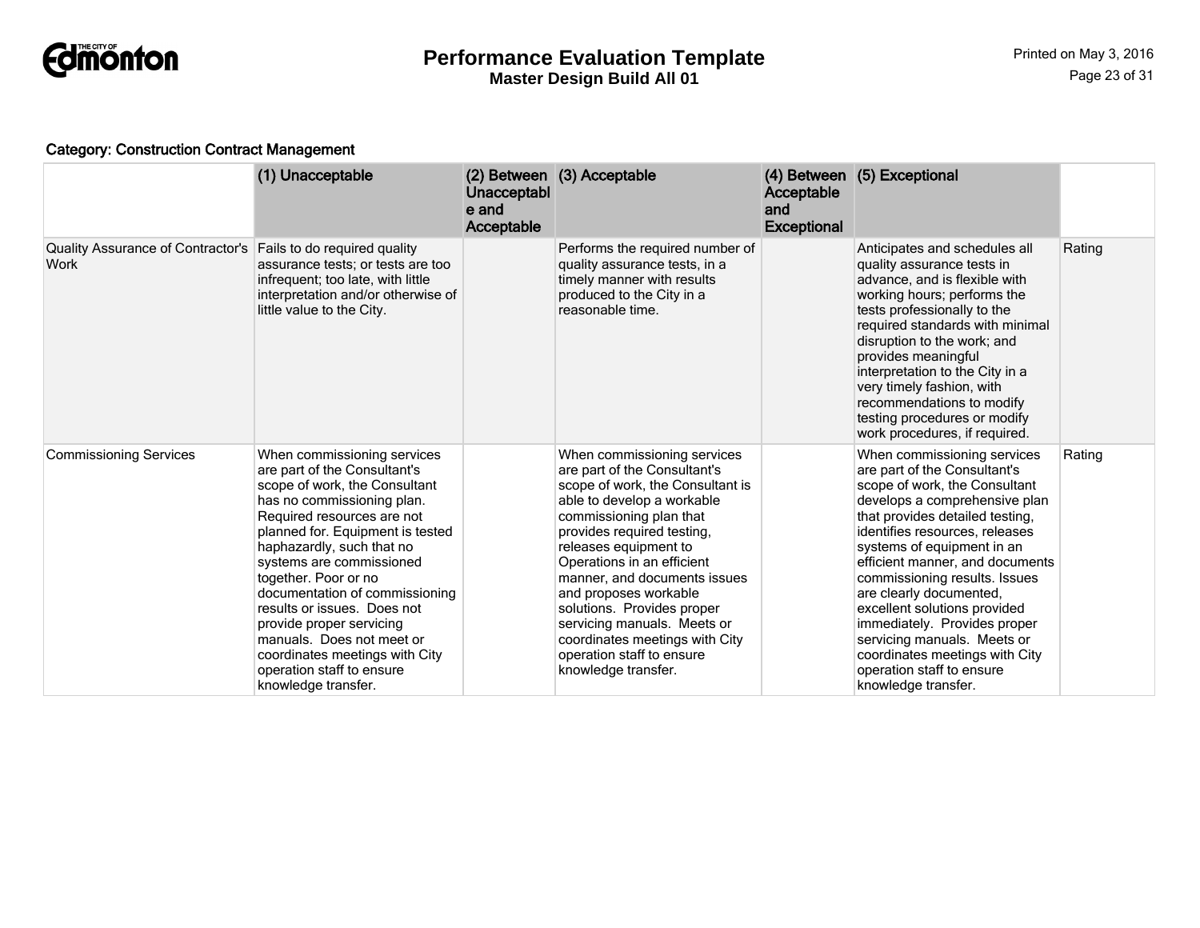### Category: Construction Contract Management

| | (1) Unacceptable | (2) Between Unacceptable and Acceptable | (3) Acceptable | (4) Between Acceptable and Exceptional | (5) Exceptional | |
|---|---|---|---|---|---|---|
| Quality Assurance of Contractor's Work | Fails to do required quality assurance tests; or tests are too infrequent; too late, with little interpretation and/or otherwise of little value to the City. | | Performs the required number of quality assurance tests, in a timely manner with results produced to the City in a reasonable time. | | Anticipates and schedules all quality assurance tests in advance, and is flexible with working hours; performs the tests professionally to the required standards with minimal disruption to the work; and provides meaningful interpretation to the City in a very timely fashion, with recommendations to modify testing procedures or modify work procedures, if required. | Rating |
| Commissioning Services | When commissioning services are part of the Consultant's scope of work, the Consultant has no commissioning plan. Required resources are not planned for. Equipment is tested haphazardly, such that no systems are commissioned together. Poor or no documentation of commissioning results or issues. Does not provide proper servicing manuals. Does not meet or coordinates meetings with City operation staff to ensure knowledge transfer. | | When commissioning services are part of the Consultant's scope of work, the Consultant is able to develop a workable commissioning plan that provides required testing, releases equipment to Operations in an efficient manner, and documents issues and proposes workable solutions. Provides proper servicing manuals. Meets or coordinates meetings with City operation staff to ensure knowledge transfer. | | When commissioning services are part of the Consultant's scope of work, the Consultant develops a comprehensive plan that provides detailed testing, identifies resources, releases systems of equipment in an efficient manner, and documents commissioning results. Issues are clearly documented, excellent solutions provided immediately. Provides proper servicing manuals. Meets or coordinates meetings with City operation staff to ensure knowledge transfer. | Rating |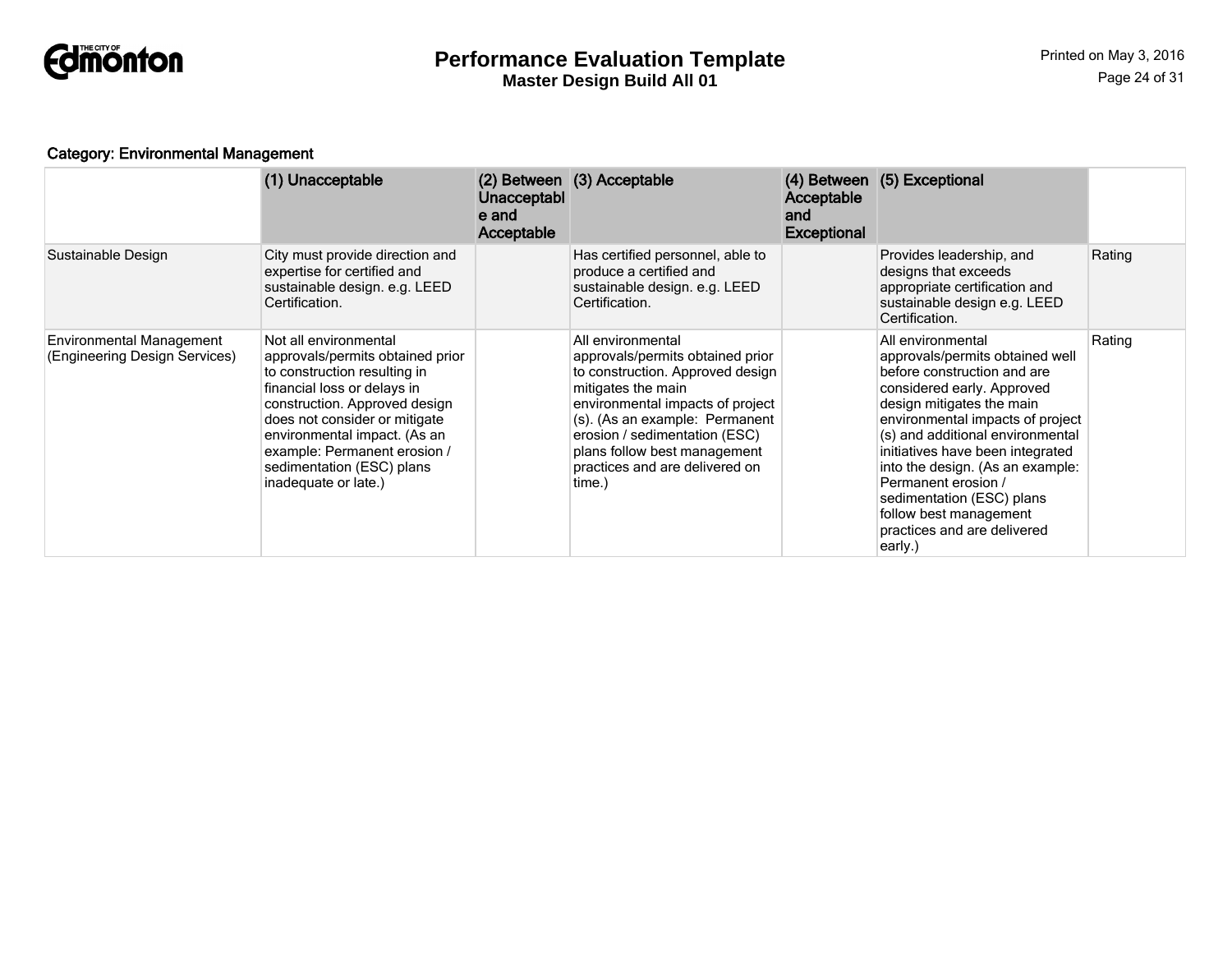**Category: Environmental Management**

| | (1) Unacceptable | (2) Between Unacceptable and Acceptable | (3) Acceptable | (4) Between Acceptable and Exceptional | (5) Exceptional | |
|---|---|---|---|---|---|---|
| Sustainable Design | City must provide direction and expertise for certified and sustainable design. e.g. LEED Certification. | | Has certified personnel, able to produce a certified and sustainable design. e.g. LEED Certification. | | Provides leadership, and designs that exceeds appropriate certification and sustainable design e.g. LEED Certification. | Rating |
| Environmental Management (Engineering Design Services) | Not all environmental approvals/permits obtained prior to construction resulting in financial loss or delays in construction. Approved design does not consider or mitigate environmental impact. (As an example: Permanent erosion / sedimentation (ESC) plans inadequate or late.) | | All environmental approvals/permits obtained prior to construction. Approved design mitigates the main environmental impacts of project (s). (As an example: Permanent erosion / sedimentation (ESC) plans follow best management practices and are delivered on time.) | | All environmental approvals/permits obtained well before construction and are considered early. Approved design mitigates the main environmental impacts of project (s) and additional environmental initiatives have been integrated into the design. (As an example: Permanent erosion / sedimentation (ESC) plans follow best management practices and are delivered early.) | Rating |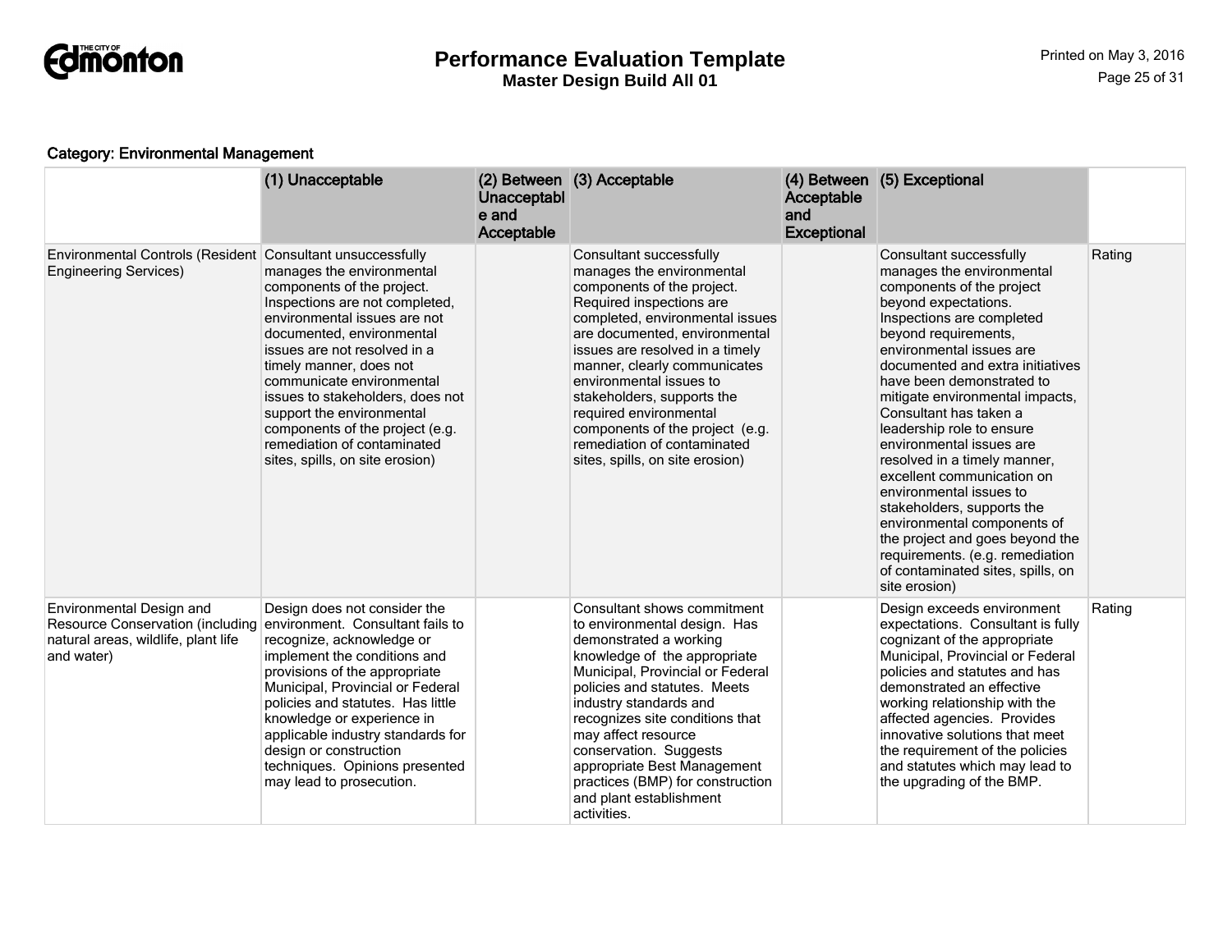**Category: Environmental Management**

| | (1) Unacceptable | (2) Between Unacceptable and Acceptable | (3) Acceptable | (4) Between Acceptable and Exceptional | (5) Exceptional | |
|---|---|---|---|---|---|---|
| Environmental Controls (Resident Engineering Services) | Consultant unsuccessfully manages the environmental components of the project. Inspections are not completed, environmental issues are not documented, environmental issues are not resolved in a timely manner, does not communicate environmental issues to stakeholders, does not support the environmental components of the project (e.g. remediation of contaminated sites, spills, on site erosion) | | Consultant successfully manages the environmental components of the project. Required inspections are completed, environmental issues are documented, environmental issues are resolved in a timely manner, clearly communicates environmental issues to stakeholders, supports the required environmental components of the project (e.g. remediation of contaminated sites, spills, on site erosion) | | Consultant successfully manages the environmental components of the project beyond expectations. Inspections are completed beyond requirements, environmental issues are documented and extra initiatives have been demonstrated to mitigate environmental impacts, Consultant has taken a leadership role to ensure environmental issues are resolved in a timely manner, excellent communication on environmental issues to stakeholders, supports the environmental components of the project and goes beyond the requirements. (e.g. remediation of contaminated sites, spills, on site erosion) | Rating |
| Environmental Design and Resource Conservation (including natural areas, wildlife, plant life and water) | Design does not consider the environment. Consultant fails to recognize, acknowledge or implement the conditions and provisions of the appropriate Municipal, Provincial or Federal policies and statutes. Has little knowledge or experience in applicable industry standards for design or construction techniques. Opinions presented may lead to prosecution. | | Consultant shows commitment to environmental design. Has demonstrated a working knowledge of the appropriate Municipal, Provincial or Federal policies and statutes. Meets industry standards and recognizes site conditions that may affect resource conservation. Suggests appropriate Best Management practices (BMP) for construction and plant establishment activities. | | Design exceeds environment expectations. Consultant is fully cognizant of the appropriate Municipal, Provincial or Federal policies and statutes and has demonstrated an effective working relationship with the affected agencies. Provides innovative solutions that meet the requirement of the policies and statutes which may lead to the upgrading of the BMP. | Rating |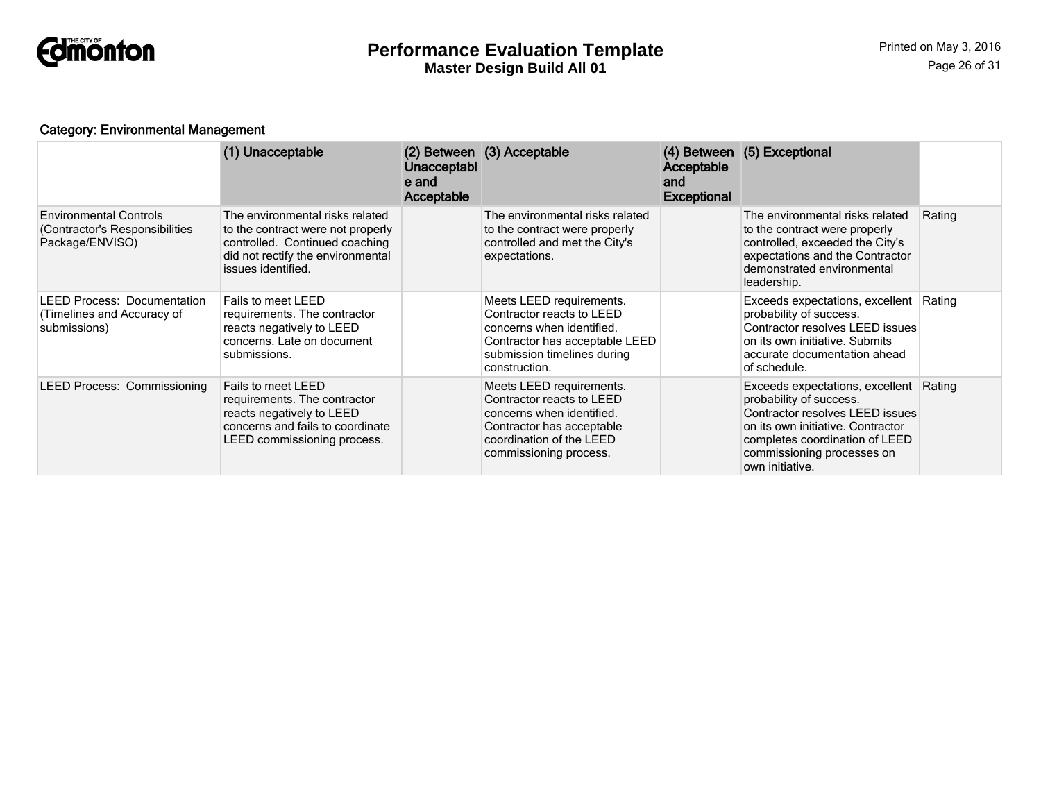**Category: Environmental Management**

| | (1) Unacceptable | (2) Between Unacceptable and Acceptable | (3) Acceptable | (4) Between Acceptable and Exceptional | (5) Exceptional | |
|---|---|---|---|---|---|---|
| Environmental Controls (Contractor's Responsibilities Package/ENVISO) | The environmental risks related to the contract were not properly controlled. Continued coaching did not rectify the environmental issues identified. | | The environmental risks related to the contract were properly controlled and met the City's expectations. | | The environmental risks related to the contract were properly controlled, exceeded the City's expectations and the Contractor demonstrated environmental leadership. | Rating |
| LEED Process: Documentation (Timelines and Accuracy of submissions) | Fails to meet LEED requirements. The contractor reacts negatively to LEED concerns. Late on document submissions. | | Meets LEED requirements. Contractor reacts to LEED concerns when identified. Contractor has acceptable LEED submission timelines during construction. | | Exceeds expectations, excellent probability of success. Contractor resolves LEED issues on its own initiative. Submits accurate documentation ahead of schedule. | Rating |
| LEED Process: Commissioning | Fails to meet LEED requirements. The contractor reacts negatively to LEED concerns and fails to coordinate LEED commissioning process. | | Meets LEED requirements. Contractor reacts to LEED concerns when identified. Contractor has acceptable coordination of the LEED commissioning process. | | Exceeds expectations, excellent probability of success. Contractor resolves LEED issues on its own initiative. Contractor completes coordination of LEED commissioning processes on own initiative. | Rating |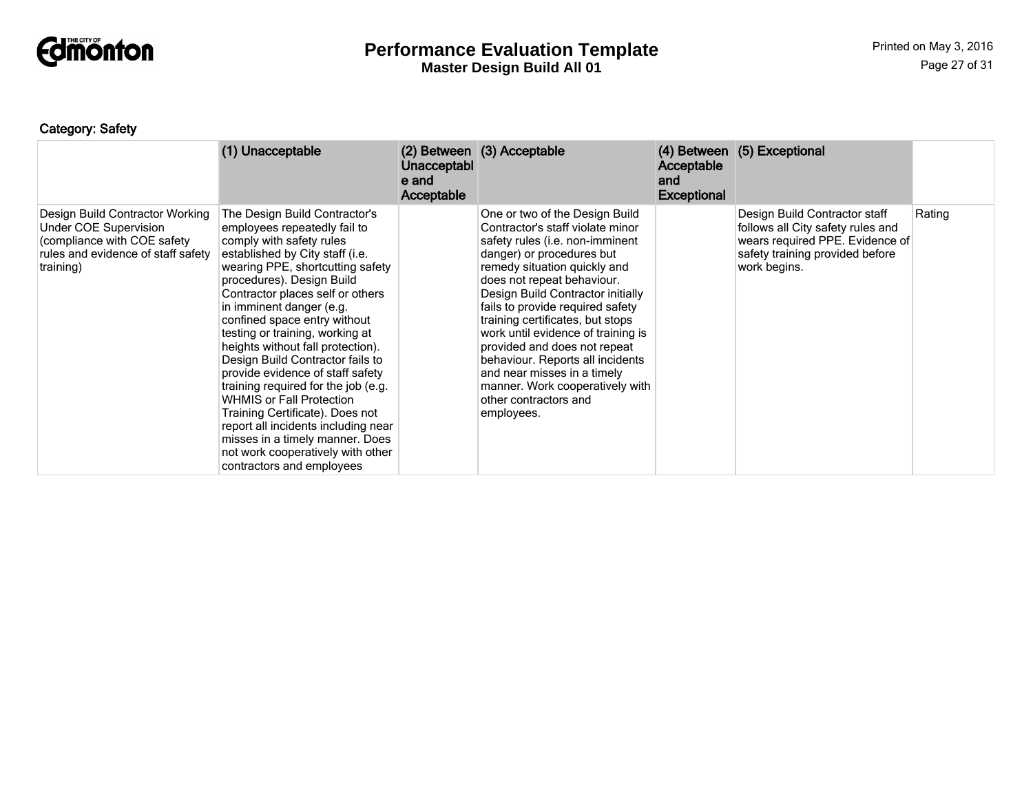Category: Safety

| | (1) Unacceptable | (2) Between Unacceptable and Acceptable | (3) Acceptable | (4) Between Acceptable and Exceptional | (5) Exceptional | |
|---|---|---|---|---|---|---|
| Design Build Contractor Working Under COE Supervision (compliance with COE safety rules and evidence of staff safety training) | The Design Build Contractor's employees repeatedly fail to comply with safety rules established by City staff (i.e. wearing PPE, shortcutting safety procedures). Design Build Contractor places self or others in imminent danger (e.g. confined space entry without testing or training, working at heights without fall protection). Design Build Contractor fails to provide evidence of staff safety training required for the job (e.g. WHMIS or Fall Protection Training Certificate). Does not report all incidents including near misses in a timely manner. Does not work cooperatively with other contractors and employees | | One or two of the Design Build Contractor's staff violate minor safety rules (i.e. non-imminent danger) or procedures but remedy situation quickly and does not repeat behaviour. Design Build Contractor initially fails to provide required safety training certificates, but stops work until evidence of training is provided and does not repeat behaviour. Reports all incidents and near misses in a timely manner. Work cooperatively with other contractors and employees. | | Design Build Contractor staff follows all City safety rules and wears required PPE. Evidence of safety training provided before work begins. | Rating |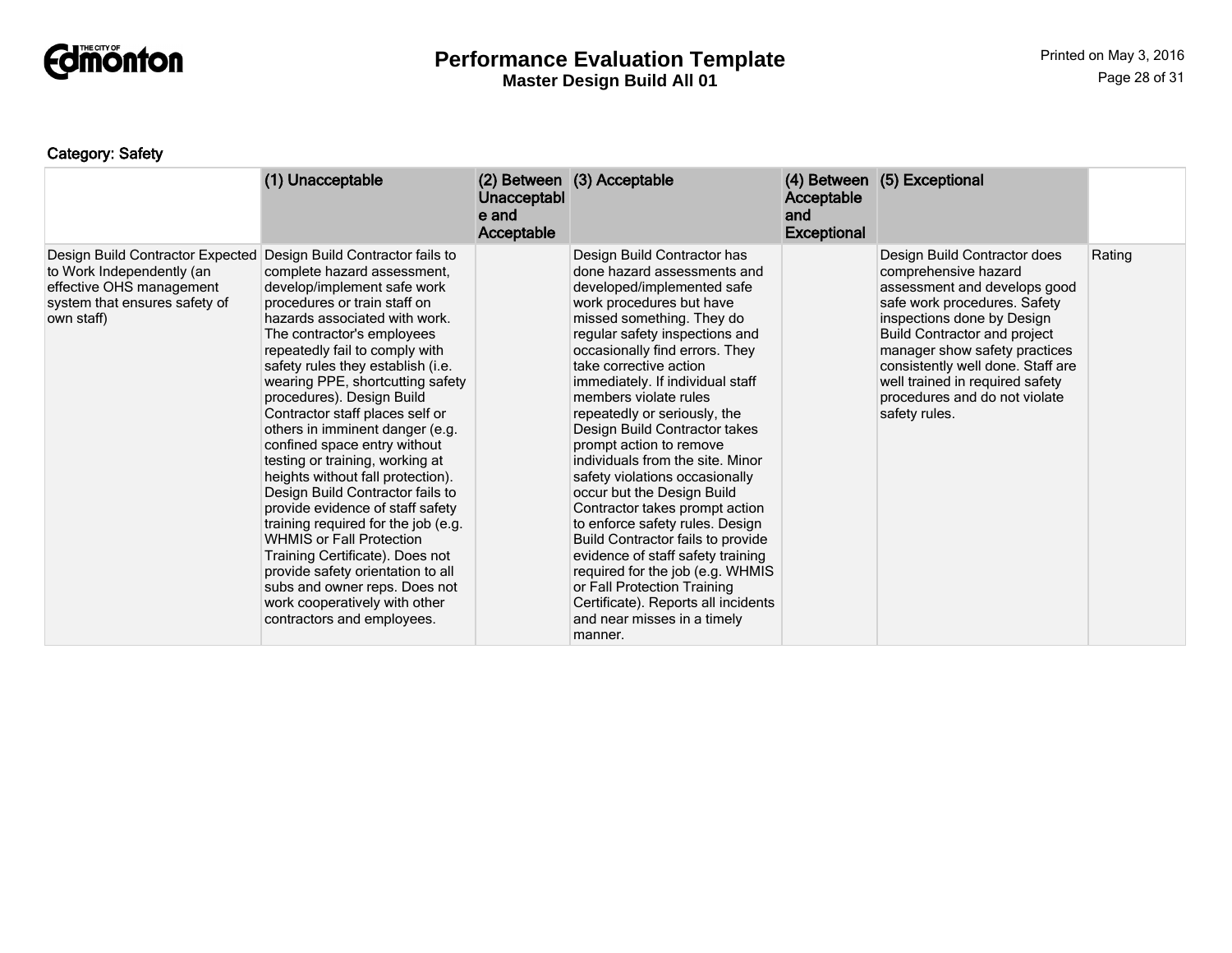### Category: Safety

| | (1) Unacceptable | (2) Between Unacceptable and Acceptable | (3) Acceptable | (4) Between Acceptable and Exceptional | (5) Exceptional | |
|---|---|---|---|---|---|---|
| Design Build Contractor Expected to Work Independently (an effective OHS management system that ensures safety of own staff) | Design Build Contractor fails to complete hazard assessment, develop/implement safe work procedures or train staff on hazards associated with work. The contractor's employees repeatedly fail to comply with safety rules they establish (i.e. wearing PPE, shortcutting safety procedures). Design Build Contractor staff places self or others in imminent danger (e.g. confined space entry without testing or training, working at heights without fall protection). Design Build Contractor fails to provide evidence of staff safety training required for the job (e.g. WHMIS or Fall Protection Training Certificate). Does not provide safety orientation to all subs and owner reps. Does not work cooperatively with other contractors and employees. | | Design Build Contractor has done hazard assessments and developed/implemented safe work procedures but have missed something. They do regular safety inspections and occasionally find errors. They take corrective action immediately. If individual staff members violate rules repeatedly or seriously, the Design Build Contractor takes prompt action to remove individuals from the site. Minor safety violations occasionally occur but the Design Build Contractor takes prompt action to enforce safety rules. Design Build Contractor fails to provide evidence of staff safety training required for the job (e.g. WHMIS or Fall Protection Training Certificate). Reports all incidents and near misses in a timely manner. | | Design Build Contractor does comprehensive hazard assessment and develops good safe work procedures. Safety inspections done by Design Build Contractor and project manager show safety practices consistently well done. Staff are well trained in required safety procedures and do not violate safety rules. | Rating |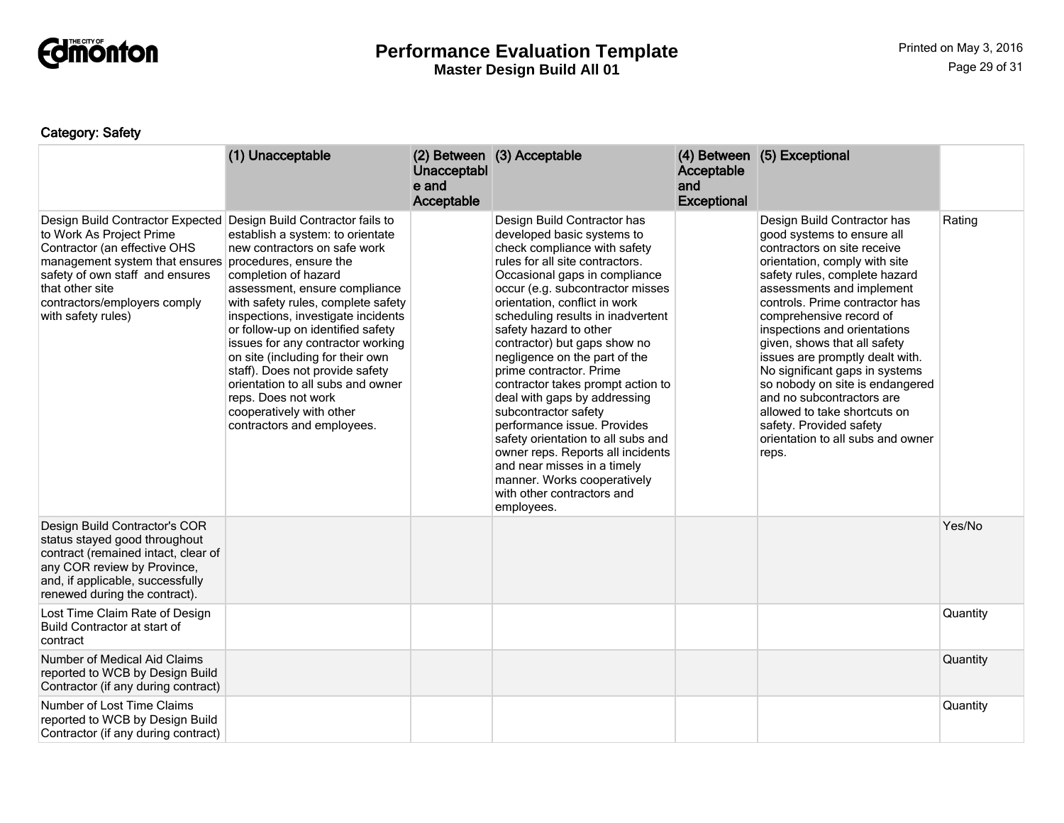Category: Safety

| | (1) Unacceptable | (2) Between Unacceptable and Acceptable | (3) Acceptable | (4) Between Acceptable and Exceptional | (5) Exceptional | |
|---|---|---|---|---|---|---|
| Design Build Contractor Expected to Work As Project Prime Contractor (an effective OHS management system that ensures safety of own staff and ensures that other site contractors/employers comply with safety rules) | Design Build Contractor fails to establish a system: to orientate new contractors on safe work procedures, ensure the completion of hazard assessment, ensure compliance with safety rules, complete safety inspections, investigate incidents or follow-up on identified safety issues for any contractor working on site (including for their own staff). Does not provide safety orientation to all subs and owner reps. Does not work cooperatively with other contractors and employees. | | Design Build Contractor has developed basic systems to check compliance with safety rules for all site contractors. Occasional gaps in compliance occur (e.g. subcontractor misses orientation, conflict in work scheduling results in inadvertent safety hazard to other contractor) but gaps show no negligence on the part of the prime contractor. Prime contractor takes prompt action to deal with gaps by addressing subcontractor safety performance issue. Provides safety orientation to all subs and owner reps. Reports all incidents and near misses in a timely manner. Works cooperatively with other contractors and employees. | | Design Build Contractor has good systems to ensure all contractors on site receive orientation, comply with site safety rules, complete hazard assessments and implement controls. Prime contractor has comprehensive record of inspections and orientations given, shows that all safety issues are promptly dealt with. No significant gaps in systems so nobody on site is endangered and no subcontractors are allowed to take shortcuts on safety. Provided safety orientation to all subs and owner reps. | Rating |
| Design Build Contractor's COR status stayed good throughout contract (remained intact, clear of any COR review by Province, and, if applicable, successfully renewed during the contract). | | | | | | Yes/No |
| Lost Time Claim Rate of Design Build Contractor at start of contract | | | | | | Quantity |
| Number of Medical Aid Claims reported to WCB by Design Build Contractor (if any during contract) | | | | | | Quantity |
| Number of Lost Time Claims reported to WCB by Design Build Contractor (if any during contract) | | | | | | Quantity |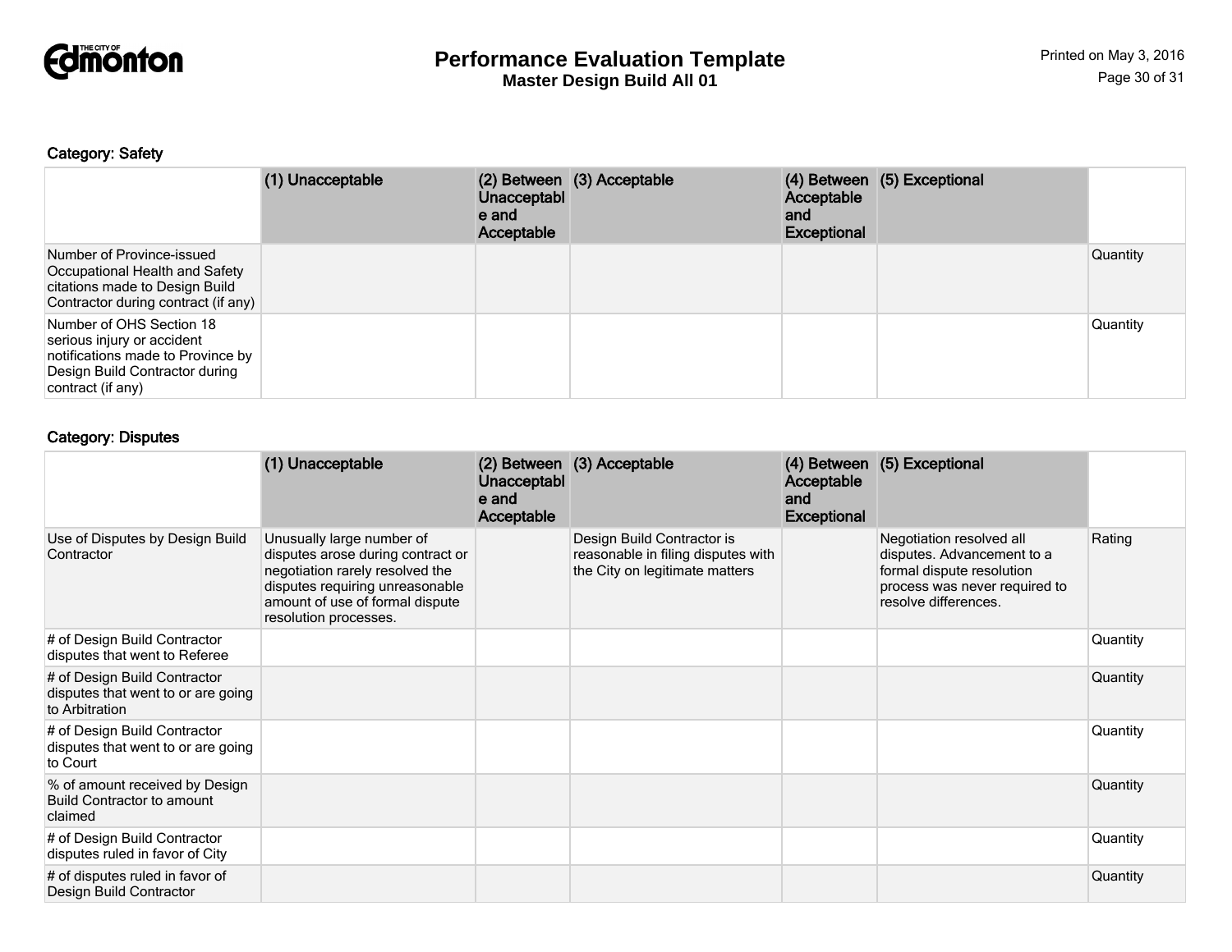**Category: Safety**

| | (1) Unacceptable | (2) Between Unacceptable and Acceptable | (3) Acceptable | (4) Between Acceptable and Exceptional | (5) Exceptional | |
|---|---|---|---|---|---|---|
| Number of Province-issued Occupational Health and Safety citations made to Design Build Contractor during contract (if any) | | | | | | Quantity |
| Number of OHS Section 18 serious injury or accident notifications made to Province by Design Build Contractor during contract (if any) | | | | | | Quantity |

**Category: Disputes**

| | (1) Unacceptable | (2) Between Unacceptable and Acceptable | (3) Acceptable | (4) Between Acceptable and Exceptional | (5) Exceptional | |
|---|---|---|---|---|---|---|
| Use of Disputes by Design Build Contractor | Unusually large number of disputes arose during contract or negotiation rarely resolved the disputes requiring unreasonable amount of use of formal dispute resolution processes. | | Design Build Contractor is reasonable in filing disputes with the City on legitimate matters | | Negotiation resolved all disputes. Advancement to a formal dispute resolution process was never required to resolve differences. | Rating |
| # of Design Build Contractor disputes that went to Referee | | | | | | Quantity |
| # of Design Build Contractor disputes that went to or are going to Arbitration | | | | | | Quantity |
| # of Design Build Contractor disputes that went to or are going to Court | | | | | | Quantity |
| % of amount received by Design Build Contractor to amount claimed | | | | | | Quantity |
| # of Design Build Contractor disputes ruled in favor of City | | | | | | Quantity |
| # of disputes ruled in favor of Design Build Contractor | | | | | | Quantity |